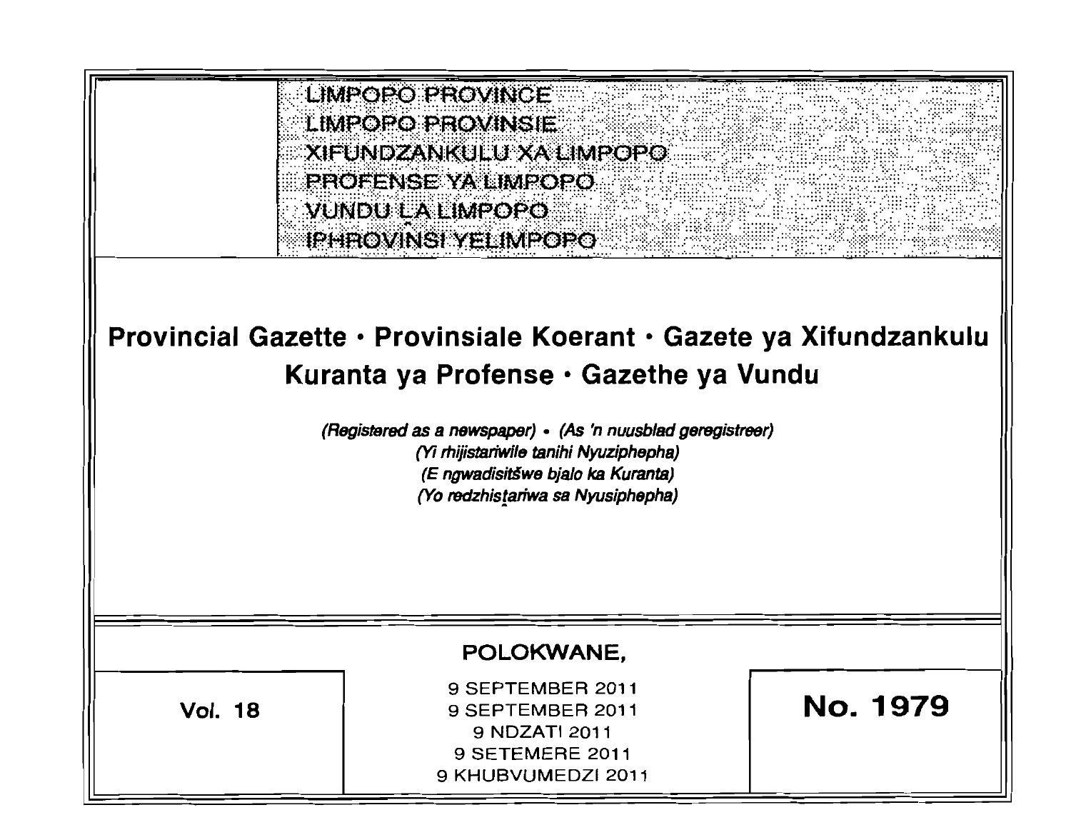LIMPOPO PROVINCE
LIMPOPO PROVINSIE
XIFUNDZANKULU XA LIMPOPO
PROFENSE YA LIMPOPO
VUNDU LA LIMPOPO
IPHROVINSI YELIMPOPO

# Provincial Gazette • Provinsiale Koerant • Gazete ya Xifundzankulu Kuranta ya Profense • Gazethe ya Vundu

*(Registered as a newspaper) • (As 'n nuusblad geregistreer)*
*(Yi rhijistariwile tanihi Nyuziphepha)*
*(E ngwadisitšwe bjalo ka Kuranta)*
*(Yo redzhistariwa sa Nyusiphepha)*

POLOKWANE,

| Vol. 18 | 9 SEPTEMBER 2011<br>9 SEPTEMBER 2011<br>9 NDZATI 2011<br>9 SETEMERE 2011<br>9 KHUBVUMEDZI 2011 | No. 1979 |
|---|---|---|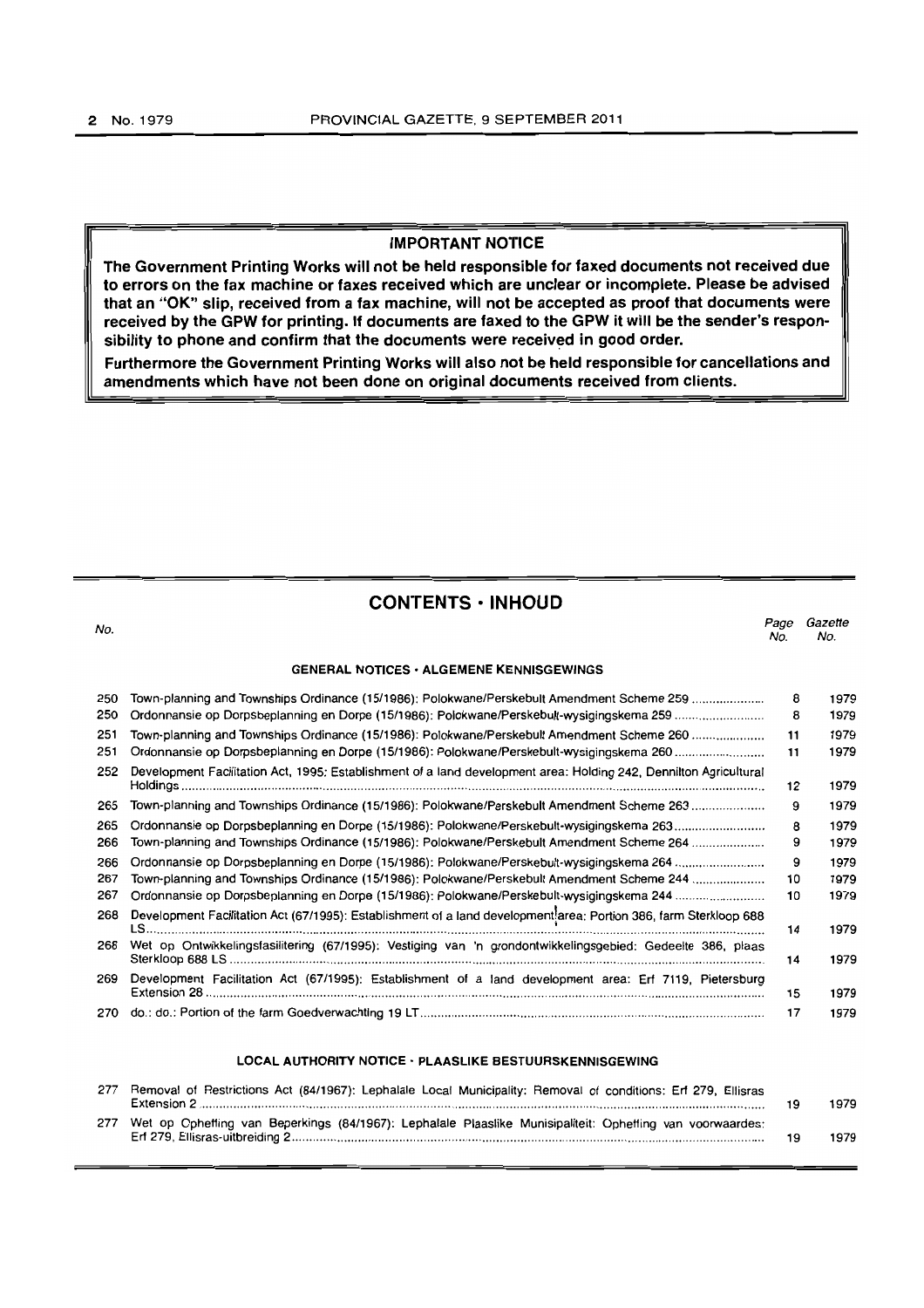**IMPORTANT NOTICE**

**The Government Printing Works will not be held responsible for faxed documents not received due to errors on the fax machine or faxes received which are unclear or incomplete. Please be advised that an "OK" slip, received from a fax machine, will not be accepted as proof that documents were received by the GPW for printing. If documents are faxed to the GPW it will be the sender's responsibility to phone and confirm that the documents were received in good order.**

**Furthermore the Government Printing Works will also not be held responsible for cancellations and amendments which have not been done on original documents received from clients.**

## CONTENTS • INHOUD

| No. | | Page No. | Gazette No. |
|---|---|---|---|
| | **GENERAL NOTICES • ALGEMENE KENNISGEWINGS** | | |
| 250 | Town-planning and Townships Ordinance (15/1986): Polokwane/Perskebult Amendment Scheme 259 | 8 | 1979 |
| 250 | Ordonnansie op Dorpsbeplanning en Dorpe (15/1986): Polokwane/Perskebult-wysigingskema 259 | 8 | 1979 |
| 251 | Town-planning and Townships Ordinance (15/1986): Polokwane/Perskebult Amendment Scheme 260 | 11 | 1979 |
| 251 | Ordonnansie op Dorpsbeplanning en Dorpe (15/1986): Polokwane/Perskebult-wysigingskema 260 | 11 | 1979 |
| 252 | Development Facilitation Act, 1995: Establishment of a land development area: Holding 242, Dennilton Agricultural Holdings | 12 | 1979 |
| 265 | Town-planning and Townships Ordinance (15/1986): Polokwane/Perskebult Amendment Scheme 263 | 9 | 1979 |
| 265 | Ordonnansie op Dorpsbeplanning en Dorpe (15/1986): Polokwane/Perskebult-wysigingskema 263 | 8 | 1979 |
| 266 | Town-planning and Townships Ordinance (15/1986): Polokwane/Perskebult Amendment Scheme 264 | 9 | 1979 |
| 266 | Ordonnansie op Dorpsbeplanning en Dorpe (15/1986): Polokwane/Perskebult-wysigingskema 264 | 9 | 1979 |
| 267 | Town-planning and Townships Ordinance (15/1986): Polokwane/Perskebult Amendment Scheme 244 | 10 | 1979 |
| 267 | Ordonnansie op Dorpsbeplanning en Dorpe (15/1986): Polokwane/Perskebult-wysigingskema 244 | 10 | 1979 |
| 268 | Development Facilitation Act (67/1995): Establishment of a land development area: Portion 386, farm Sterkloop 688 LS | 14 | 1979 |
| 268 | Wet op Ontwikkelingsfasilitering (67/1995): Vestiging van 'n grondontwikkelingsgebied: Gedeelte 386, plaas Sterkloop 688 LS | 14 | 1979 |
| 269 | Development Facilitation Act (67/1995): Establishment of a land development area: Erf 7119, Pietersburg Extension 28 | 15 | 1979 |
| 270 | do.: do.: Portion of the farm Goedverwachting 19 LT | 17 | 1979 |
| | **LOCAL AUTHORITY NOTICE • PLAASLIKE BESTUURSKENNISGEWING** | | |
| 277 | Removal of Restrictions Act (84/1967): Lephalale Local Municipality: Removal of conditions: Erf 279, Ellisras Extension 2 | 19 | 1979 |
| 277 | Wet op Opheffing van Beperkings (84/1967): Lephalale Plaaslike Munisipaliteit: Opheffing van voorwaardes: Erf 279, Ellisras-uitbreiding 2 | 19 | 1979 |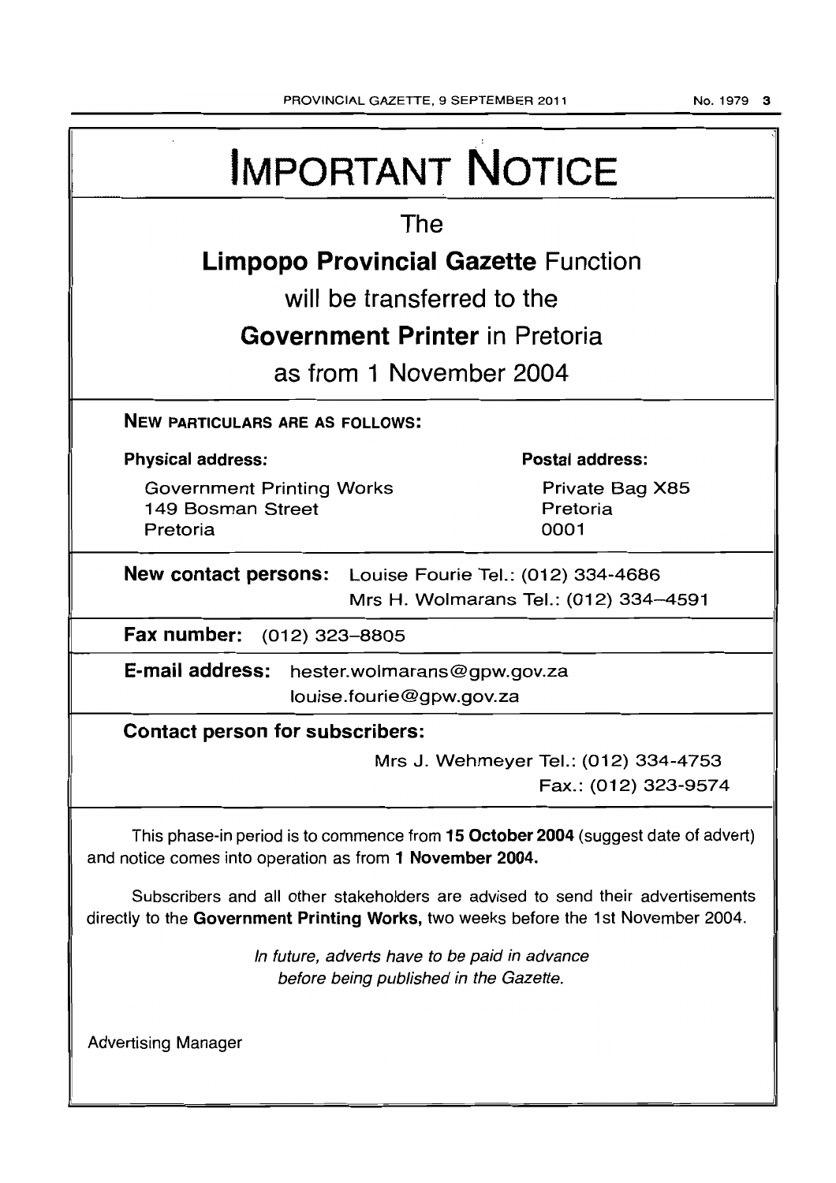# IMPORTANT NOTICE

The

**Limpopo Provincial Gazette** Function

will be transferred to the

**Government Printer** in Pretoria

as from 1 November 2004

**NEW PARTICULARS ARE AS FOLLOWS:**

**Physical address:**

Government Printing Works
149 Bosman Street
Pretoria

**Postal address:**

Private Bag X85
Pretoria
0001

**New contact persons:** Louise Fourie Tel.: (012) 334-4686
Mrs H. Wolmarans Tel.: (012) 334–4591

**Fax number:** (012) 323–8805

**E-mail address:** hester.wolmarans@gpw.gov.za
louise.fourie@gpw.gov.za

**Contact person for subscribers:**

Mrs J. Wehmeyer Tel.: (012) 334-4753
Fax.: (012) 323-9574

This phase-in period is to commence from **15 October 2004** (suggest date of advert) and notice comes into operation as from **1 November 2004.**

Subscribers and all other stakeholders are advised to send their advertisements directly to the **Government Printing Works,** two weeks before the 1st November 2004.

*In future, adverts have to be paid in advance before being published in the Gazette.*

Advertising Manager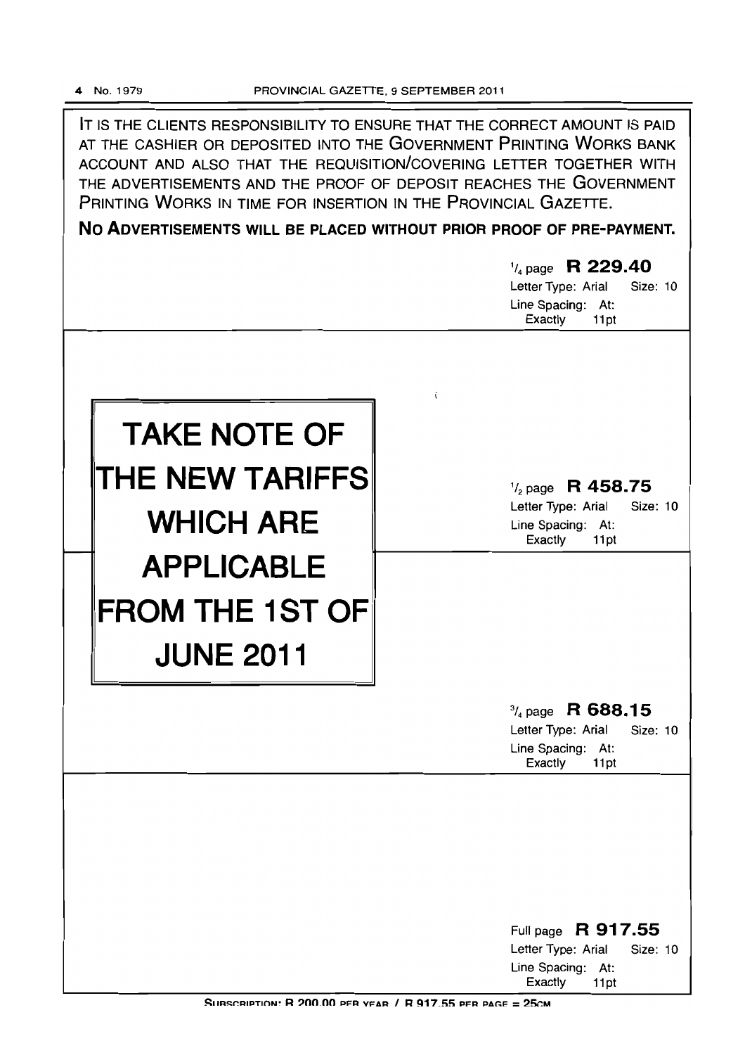IT IS THE CLIENTS RESPONSIBILITY TO ENSURE THAT THE CORRECT AMOUNT IS PAID AT THE CASHIER OR DEPOSITED INTO THE GOVERNMENT PRINTING WORKS BANK ACCOUNT AND ALSO THAT THE REQUISITION/COVERING LETTER TOGETHER WITH THE ADVERTISEMENTS AND THE PROOF OF DEPOSIT REACHES THE GOVERNMENT PRINTING WORKS IN TIME FOR INSERTION IN THE PROVINCIAL GAZETTE.

**NO ADVERTISEMENTS WILL BE PLACED WITHOUT PRIOR PROOF OF PRE-PAYMENT.**

$^1/_4$ page **R 229.40**
Letter Type: Arial Size: 10
Line Spacing: At: Exactly 11pt

**TAKE NOTE OF THE NEW TARIFFS WHICH ARE APPLICABLE FROM THE 1ST OF JUNE 2011**

$^1/_2$ page **R 458.75**
Letter Type: Arial Size: 10
Line Spacing: At: Exactly 11pt

$^3/_4$ page **R 688.15**
Letter Type: Arial Size: 10
Line Spacing: At: Exactly 11pt

Full page **R 917.55**
Letter Type: Arial Size: 10
Line Spacing: At: Exactly 11pt

SUBSCRIPTION: R 200.00 PER YEAR / R 917.55 PER PAGE = 25CM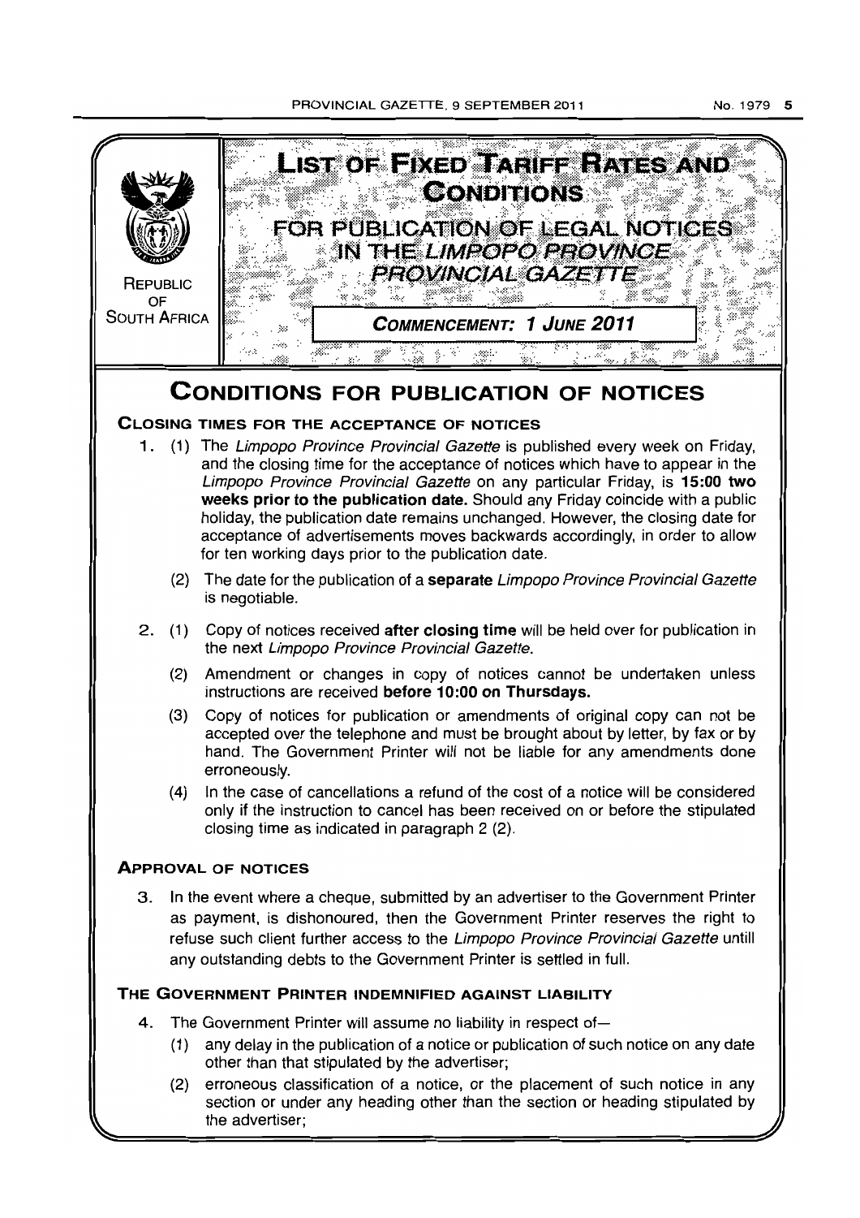REPUBLIC OF SOUTH AFRICA

# LIST OF FIXED TARIFF RATES AND CONDITIONS

## FOR PUBLICATION OF LEGAL NOTICES IN THE *LIMPOPO PROVINCE PROVINCIAL GAZETTE*

**COMMENCEMENT: 1 JUNE 2011**

# CONDITIONS FOR PUBLICATION OF NOTICES

### CLOSING TIMES FOR THE ACCEPTANCE OF NOTICES

1. (1) The *Limpopo Province Provincial Gazette* is published every week on Friday, and the closing time for the acceptance of notices which have to appear in the *Limpopo Province Provincial Gazette* on any particular Friday, is **15:00 two weeks prior to the publication date.** Should any Friday coincide with a public holiday, the publication date remains unchanged. However, the closing date for acceptance of advertisements moves backwards accordingly, in order to allow for ten working days prior to the publication date.

   (2) The date for the publication of a **separate** *Limpopo Province Provincial Gazette* is negotiable.

2. (1) Copy of notices received **after closing time** will be held over for publication in the next *Limpopo Province Provincial Gazette*.

   (2) Amendment or changes in copy of notices cannot be undertaken unless instructions are received **before 10:00 on Thursdays.**

   (3) Copy of notices for publication or amendments of original copy can not be accepted over the telephone and must be brought about by letter, by fax or by hand. The Government Printer will not be liable for any amendments done erroneously.

   (4) In the case of cancellations a refund of the cost of a notice will be considered only if the instruction to cancel has been received on or before the stipulated closing time as indicated in paragraph 2 (2).

### APPROVAL OF NOTICES

3. In the event where a cheque, submitted by an advertiser to the Government Printer as payment, is dishonoured, then the Government Printer reserves the right to refuse such client further access to the *Limpopo Province Provincial Gazette* untill any outstanding debts to the Government Printer is settled in full.

### THE GOVERNMENT PRINTER INDEMNIFIED AGAINST LIABILITY

4. The Government Printer will assume no liability in respect of—

   (1) any delay in the publication of a notice or publication of such notice on any date other than that stipulated by the advertiser;

   (2) erroneous classification of a notice, or the placement of such notice in any section or under any heading other than the section or heading stipulated by the advertiser;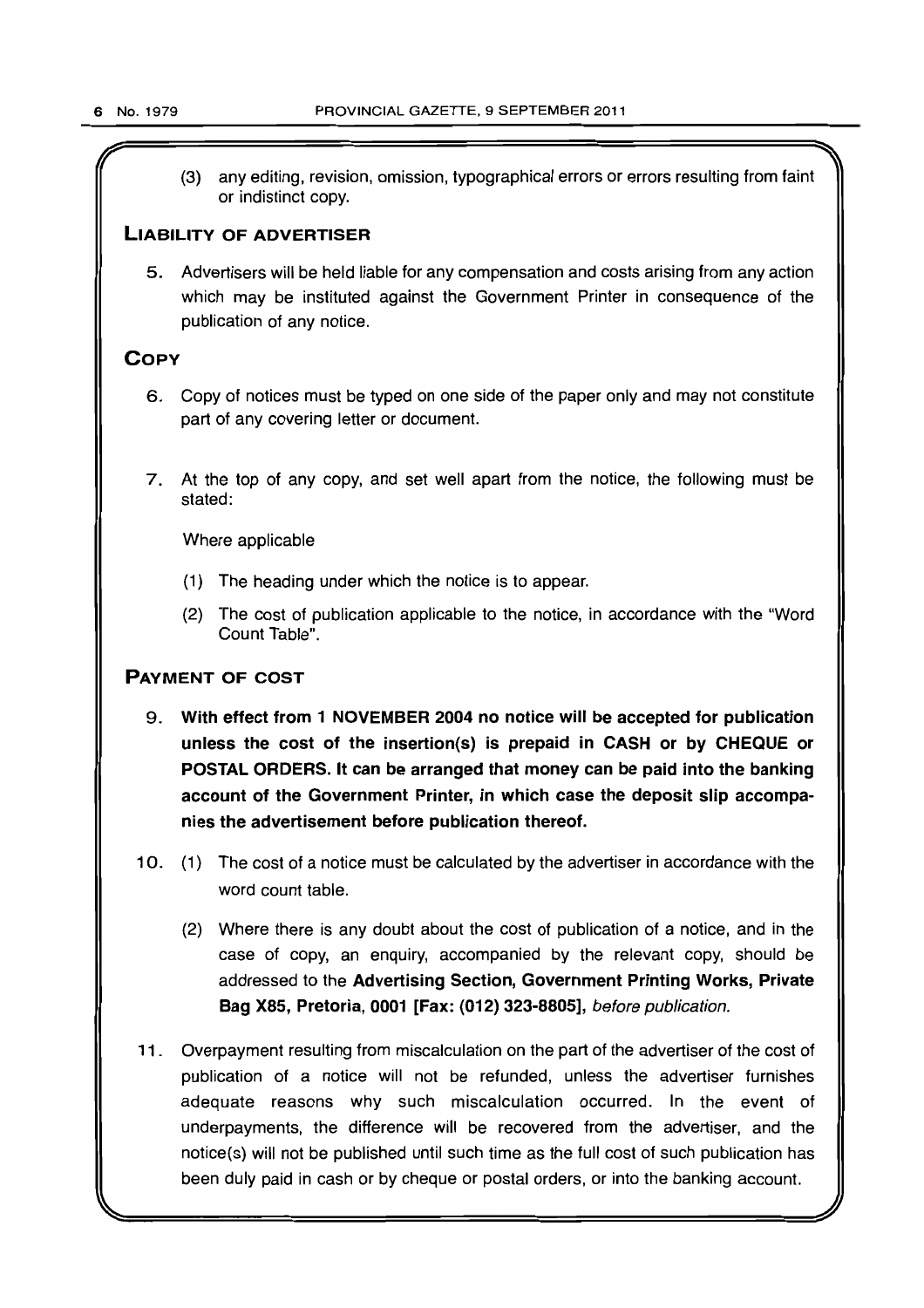(3) any editing, revision, omission, typographical errors or errors resulting from faint or indistinct copy.

## LIABILITY OF ADVERTISER

5. Advertisers will be held liable for any compensation and costs arising from any action which may be instituted against the Government Printer in consequence of the publication of any notice.

## COPY

6. Copy of notices must be typed on one side of the paper only and may not constitute part of any covering letter or document.

7. At the top of any copy, and set well apart from the notice, the following must be stated:

   Where applicable

   (1) The heading under which the notice is to appear.

   (2) The cost of publication applicable to the notice, in accordance with the "Word Count Table".

## PAYMENT OF COST

9. **With effect from 1 NOVEMBER 2004 no notice will be accepted for publication unless the cost of the insertion(s) is prepaid in CASH or by CHEQUE or POSTAL ORDERS. It can be arranged that money can be paid into the banking account of the Government Printer, in which case the deposit slip accompanies the advertisement before publication thereof.**

10. (1) The cost of a notice must be calculated by the advertiser in accordance with the word count table.

    (2) Where there is any doubt about the cost of publication of a notice, and in the case of copy, an enquiry, accompanied by the relevant copy, should be addressed to the **Advertising Section, Government Printing Works, Private Bag X85, Pretoria, 0001 [Fax: (012) 323-8805],** *before publication.*

11. Overpayment resulting from miscalculation on the part of the advertiser of the cost of publication of a notice will not be refunded, unless the advertiser furnishes adequate reasons why such miscalculation occurred. In the event of underpayments, the difference will be recovered from the advertiser, and the notice(s) will not be published until such time as the full cost of such publication has been duly paid in cash or by cheque or postal orders, or into the banking account.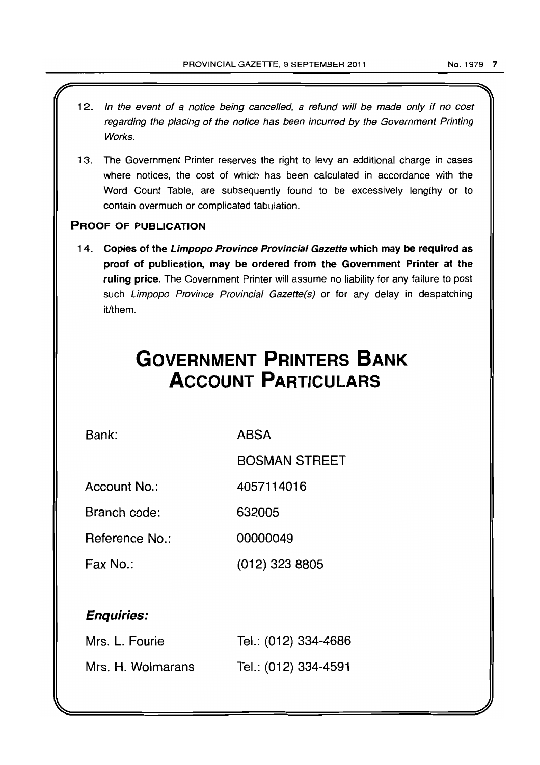12. *In the event of a notice being cancelled, a refund will be made only if no cost regarding the placing of the notice has been incurred by the Government Printing Works.*

13. The Government Printer reserves the right to levy an additional charge in cases where notices, the cost of which has been calculated in accordance with the Word Count Table, are subsequently found to be excessively lengthy or to contain overmuch or complicated tabulation.

### PROOF OF PUBLICATION

14. **Copies of the *Limpopo Province Provincial Gazette* which may be required as proof of publication, may be ordered from the Government Printer at the ruling price.** The Government Printer will assume no liability for any failure to post such *Limpopo Province Provincial Gazette(s)* or for any delay in despatching it/them.

# GOVERNMENT PRINTERS BANK ACCOUNT PARTICULARS

| | |
|---|---|
| Bank: | ABSA |
| | BOSMAN STREET |
| Account No.: | 4057114016 |
| Branch code: | 632005 |
| Reference No.: | 00000049 |
| Fax No.: | (012) 323 8805 |

***Enquiries:***

| | |
|---|---|
| Mrs. L. Fourie | Tel.: (012) 334-4686 |
| Mrs. H. Wolmarans | Tel.: (012) 334-4591 |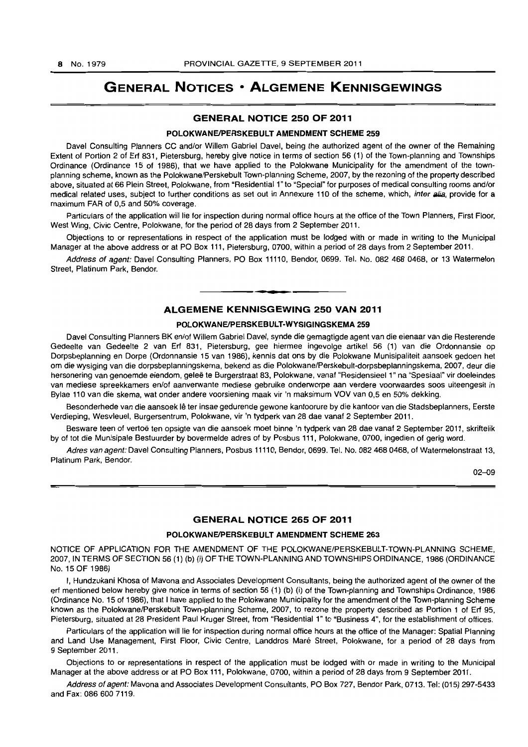# GENERAL NOTICES • ALGEMENE KENNISGEWINGS

## GENERAL NOTICE 250 OF 2011

### POLOKWANE/PERSKEBULT AMENDMENT SCHEME 259

Davel Consulting Planners CC and/or Willem Gabriel Davel, being the authorized agent of the owner of the Remaining Extent of Portion 2 of Erf 831, Pietersburg, hereby give notice in terms of section 56 (1) of the Town-planning and Townships Ordinance (Ordinance 15 of 1986), that we have applied to the Polokwane Municipality for the amendment of the town-planning scheme, known as the Polokwane/Perskebult Town-planning Scheme, 2007, by the rezoning of the property described above, situated at 66 Plein Street, Polokwane, from "Residential 1" to "Special" for purposes of medical consulting rooms and/or medical related uses, subject to further conditions as set out in Annexure 110 of the scheme, which, *inter alia*, provide for a maximum FAR of 0,5 and 50% coverage.

Particulars of the application will lie for inspection during normal office hours at the office of the Town Planners, First Floor, West Wing, Civic Centre, Polokwane, for the period of 28 days from 2 September 2011.

Objections to or representations in respect of the application must be lodged with or made in writing to the Municipal Manager at the above address or at PO Box 111, Pietersburg, 0700, within a period of 28 days from 2 September 2011.

*Address of agent:* Davel Consulting Planners, PO Box 11110, Bendor, 0699. Tel. No. 082 468 0468, or 13 Watermelon Street, Platinum Park, Bendor.

## ALGEMENE KENNISGEWING 250 VAN 2011

### POLOKWANE/PERSKEBULT-WYSIGINGSKEMA 259

Davel Consulting Planners BK en/of Willem Gabriel Davel, synde die gemagtigde agent van die eienaar van die Resterende Gedeelte van Gedeelte 2 van Erf 831, Pietersburg, gee hiermee ingevolge artikel 56 (1) van die Ordonnansie op Dorpsbeplanning en Dorpe (Ordonnansie 15 van 1986), kennis dat ons by die Polokwane Munisipaliteit aansoek gedoen het om die wysiging van die dorpsbeplanningskema, bekend as die Polokwane/Perskebult-dorpsbeplanningskema, 2007, deur die hersonering van genoemde eiendom, geleë te Burgerstraat 83, Polokwane, vanaf "Residensieel 1" na "Spesiaal" vir doeleindes van mediese spreekkamers en/of aanverwante mediese gebruike onderworpe aan verdere voorwaardes soos uiteengesit in Bylae 110 van die skema, wat onder andere voorsiening maak vir 'n maksimum VOV van 0,5 en 50% dekking.

Besonderhede van die aansoek lê ter insae gedurende gewone kantoorure by die kantoor van die Stadsbeplanners, Eerste Verdieping, Wesvleuel, Burgersentrum, Polokwane, vir 'n tydperk van 28 dae vanaf 2 September 2011.

Besware teen of vertoë ten opsigte van die aansoek moet binne 'n tydperk van 28 dae vanaf 2 September 2011, skriftelik by of tot die Munisipale Bestuurder by bovermelde adres of by Posbus 111, Polokwane, 0700, ingedien of gerig word.

*Adres van agent:* Davel Consulting Planners, Posbus 11110, Bendor, 0699. Tel. No. 082 468 0468, of Watermelonstraat 13, Platinum Park, Bendor.

02–09

## GENERAL NOTICE 265 OF 2011

### POLOKWANE/PERSKEBULT AMENDMENT SCHEME 263

NOTICE OF APPLICATION FOR THE AMENDMENT OF THE POLOKWANE/PERSKEBULT-TOWN-PLANNING SCHEME, 2007, IN TERMS OF SECTION 56 (1) (b) (i) OF THE TOWN-PLANNING AND TOWNSHIPS ORDINANCE, 1986 (ORDINANCE No. 15 OF 1986)

I, Hundzukani Khosa of Mavona and Associates Development Consultants, being the authorized agent of the owner of the erf mentioned below hereby give notice in terms of section 56 (1) (b) (i) of the Town-planning and Townships Ordinance, 1986 (Ordinance No. 15 of 1986), that I have applied to the Polokwane Municipality for the amendment of the Town-planning Scheme known as the Polokwane/Perskebult Town-planning Scheme, 2007, to rezone the property described as Portion 1 of Erf 95, Pietersburg, situated at 28 President Paul Kruger Street, from "Residential 1" to "Business 4", for the establishment of offices.

Particulars of the application will lie for inspection during normal office hours at the office of the Manager: Spatial Planning and Land Use Management, First Floor, Civic Centre, Landdros Maré Street, Polokwane, for a period of 28 days from 9 September 2011.

Objections to or representations in respect of the application must be lodged with or made in writing to the Municipal Manager at the above address or at PO Box 111, Polokwane, 0700, within a period of 28 days from 9 September 2011.

*Address of agent:* Mavona and Associates Development Consultants, PO Box 727, Bendor Park, 0713. Tel: (015) 297-5433 and Fax: 086 600 7119.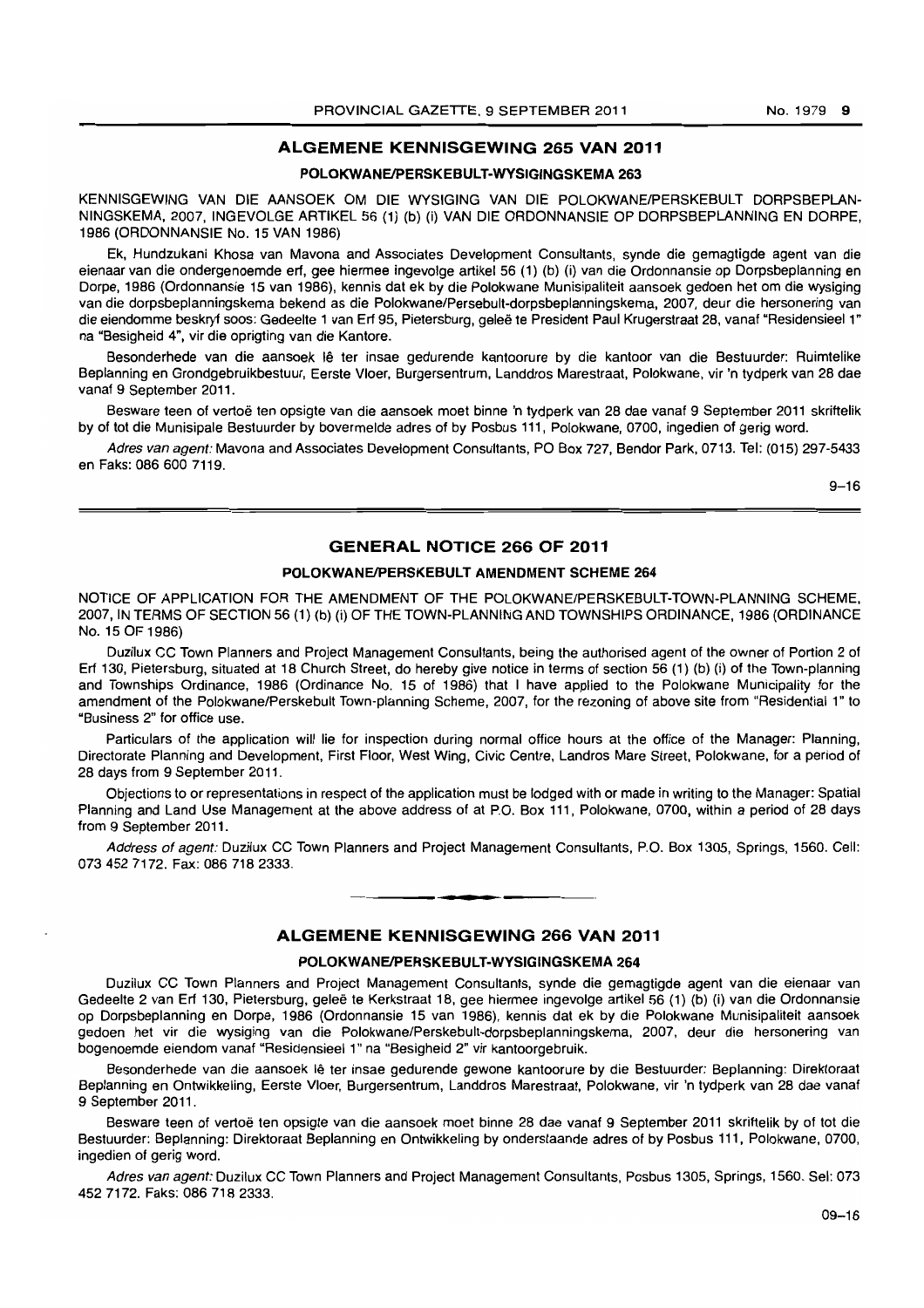## ALGEMENE KENNISGEWING 265 VAN 2011

### POLOKWANE/PERSKEBULT-WYSIGINGSKEMA 263

KENNISGEWING VAN DIE AANSOEK OM DIE WYSIGING VAN DIE POLOKWANE/PERSKEBULT DORPSBEPLANNINGSKEMA, 2007, INGEVOLGE ARTIKEL 56 (1) (b) (i) VAN DIE ORDONNANSIE OP DORPSBEPLANNING EN DORPE, 1986 (ORDONNANSIE No. 15 VAN 1986)

Ek, Hundzukani Khosa van Mavona and Associates Development Consultants, synde die gemagtigde agent van die eienaar van die ondergenoemde erf, gee hiermee ingevolge artikel 56 (1) (b) (i) van die Ordonnansie op Dorpsbeplanning en Dorpe, 1986 (Ordonnansie 15 van 1986), kennis dat ek by die Polokwane Munisipaliteit aansoek gedoen het om die wysiging van die dorpsbeplanningskema bekend as die Polokwane/Persebult-dorpsbeplanningskema, 2007, deur die hersonering van die eiendomme beskryf soos: Gedeelte 1 van Erf 95, Pietersburg, geleë te President Paul Krugerstraat 28, vanaf "Residensieel 1" na "Besigheid 4", vir die oprigting van die Kantore.

Besonderhede van die aansoek lê ter insae gedurende kantoorure by die kantoor van die Bestuurder: Ruimtelike Beplanning en Grondgebruikbestuur, Eerste Vloer, Burgersentrum, Landdros Marestraat, Polokwane, vir 'n tydperk van 28 dae vanaf 9 September 2011.

Besware teen of vertoë ten opsigte van die aansoek moet binne 'n tydperk van 28 dae vanaf 9 September 2011 skriftelik by of tot die Munisipale Bestuurder by bovermelde adres of by Posbus 111, Polokwane, 0700, ingedien of gerig word.

*Adres van agent:* Mavona and Associates Development Consultants, PO Box 727, Bendor Park, 0713. Tel: (015) 297-5433 en Faks: 086 600 7119.

9–16

---

## GENERAL NOTICE 266 OF 2011

### POLOKWANE/PERSKEBULT AMENDMENT SCHEME 264

NOTICE OF APPLICATION FOR THE AMENDMENT OF THE POLOKWANE/PERSKEBULT-TOWN-PLANNING SCHEME, 2007, IN TERMS OF SECTION 56 (1) (b) (i) OF THE TOWN-PLANNING AND TOWNSHIPS ORDINANCE, 1986 (ORDINANCE No. 15 OF 1986)

Duzilux CC Town Planners and Project Management Consultants, being the authorised agent of the owner of Portion 2 of Erf 130, Pietersburg, situated at 18 Church Street, do hereby give notice in terms of section 56 (1) (b) (i) of the Town-planning and Townships Ordinance, 1986 (Ordinance No. 15 of 1986) that I have applied to the Polokwane Municipality for the amendment of the Polokwane/Perskebult Town-planning Scheme, 2007, for the rezoning of above site from "Residential 1" to "Business 2" for office use.

Particulars of the application will lie for inspection during normal office hours at the office of the Manager: Planning, Directorate Planning and Development, First Floor, West Wing, Civic Centre, Landros Mare Street, Polokwane, for a period of 28 days from 9 September 2011.

Objections to or representations in respect of the application must be lodged with or made in writing to the Manager: Spatial Planning and Land Use Management at the above address of at P.O. Box 111, Polokwane, 0700, within a period of 28 days from 9 September 2011.

*Address of agent:* Duzilux CC Town Planners and Project Management Consultants, P.O. Box 1305, Springs, 1560. Cell: 073 452 7172. Fax: 086 718 2333.

---

## ALGEMENE KENNISGEWING 266 VAN 2011

### POLOKWANE/PERSKEBULT-WYSIGINGSKEMA 264

Duzilux CC Town Planners and Project Management Consultants, synde die gemagtigde agent van die eienaar van Gedeelte 2 van Erf 130, Pietersburg, geleë te Kerkstraat 18, gee hiermee ingevolge artikel 56 (1) (b) (i) van die Ordonnansie op Dorpsbeplanning en Dorpe, 1986 (Ordonnansie 15 van 1986), kennis dat ek by die Polokwane Munisipaliteit aansoek gedoen het vir die wysiging van die Polokwane/Perskebult-dorpsbeplanningskema, 2007, deur die hersonering van bogenoemde eiendom vanaf "Residensieel 1" na "Besigheid 2" vir kantoorgebruik.

Besonderhede van die aansoek lê ter insae gedurende gewone kantoorure by die Bestuurder: Beplanning: Direktoraat Beplanning en Ontwikkeling, Eerste Vloer, Burgersentrum, Landdros Marestraat, Polokwane, vir 'n tydperk van 28 dae vanaf 9 September 2011.

Besware teen of vertoë ten opsigte van die aansoek moet binne 28 dae vanaf 9 September 2011 skriftelik by of tot die Bestuurder: Beplanning: Direktoraat Beplanning en Ontwikkeling by onderstaande adres of by Posbus 111, Polokwane, 0700, ingedien of gerig word.

*Adres van agent:* Duzilux CC Town Planners and Project Management Consultants, Posbus 1305, Springs, 1560. Sel: 073 452 7172. Faks: 086 718 2333.

09–16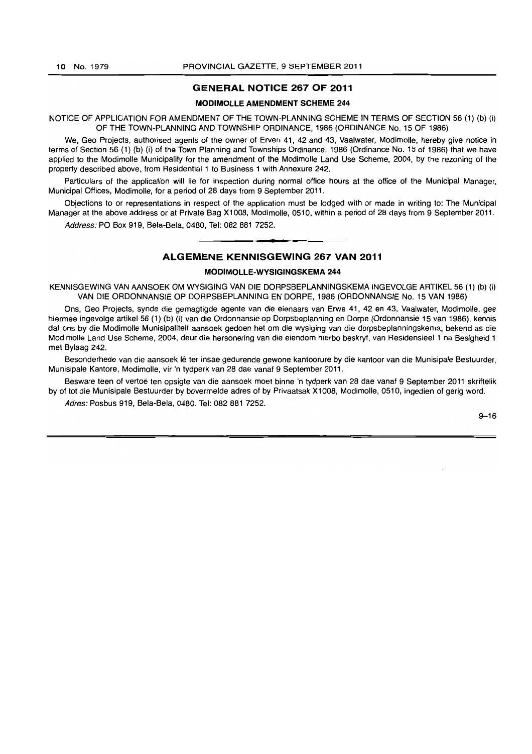## GENERAL NOTICE 267 OF 2011

### MODIMOLLE AMENDMENT SCHEME 244

NOTICE OF APPLICATION FOR AMENDMENT OF THE TOWN-PLANNING SCHEME IN TERMS OF SECTION 56 (1) (b) (i) OF THE TOWN-PLANNING AND TOWNSHIP ORDINANCE, 1986 (ORDINANCE No. 15 OF 1986)

We, Geo Projects, authorised agents of the owner of Erven 41, 42 and 43, Vaalwater, Modimolle, hereby give notice in terms of Section 56 (1) (b) (i) of the Town Planning and Townships Ordinance, 1986 (Ordinance No. 15 of 1986) that we have applied to the Modimolle Municipality for the amendment of the Modimolle Land Use Scheme, 2004, by the rezoning of the property described above, from Residential 1 to Business 1 with Annexure 242.

Particulars of the application will lie for inspection during normal office hours at the office of the Municipal Manager, Municipal Offices, Modimolle, for a period of 28 days from 9 September 2011.

Objections to or representations in respect of the application must be lodged with or made in writing to: The Municipal Manager at the above address or at Private Bag X1008, Modimolle, 0510, within a period of 28 days from 9 September 2011.

*Address:* PO Box 919, Bela-Bela, 0480, Tel: 082 881 7252.

---

## ALGEMENE KENNISGEWING 267 VAN 2011

### MODIMOLLE-WYSIGINGSKEMA 244

KENNISGEWING VAN AANSOEK OM WYSIGING VAN DIE DORPSBEPLANNINGSKEMA INGEVOLGE ARTIKEL 56 (1) (b) (i) VAN DIE ORDONNANSIE OP DORPSBEPLANNING EN DORPE, 1986 (ORDONNANSIE No. 15 VAN 1986)

Ons, Geo Projects, synde die gemagtigde agente van die eienaars van Erwe 41, 42 en 43, Vaalwater, Modimolle, gee hiermee ingevolge artikel 56 (1) (b) (i) van die Ordonnansie op Dorpsbeplanning en Dorpe (Ordonnansie 15 van 1986), kennis dat ons by die Modimolle Munisipaliteit aansoek gedoen het om die wysiging van die dorpsbeplanningskema, bekend as die Modimolle Land Use Scheme, 2004, deur die hersonering van die eiendom hierbo beskryf, van Residensieel 1 na Besigheid 1 met Bylaag 242.

Besonderhede van die aansoek lê ter insae gedurende gewone kantoorure by die kantoor van die Munisipale Bestuurder, Munisipale Kantore, Modimolle, vir 'n tydperk van 28 dae vanaf 9 September 2011.

Besware teen of vertoë ten opsigte van die aansoek moet binne 'n tydperk van 28 dae vanaf 9 September 2011 skriftelik by of tot die Munisipale Bestuurder by bovermelde adres of by Privaatsak X1008, Modimolle, 0510, ingedien of gerig word.

*Adres:* Posbus 919, Bela-Bela, 0480. Tel: 082 881 7252.

9–16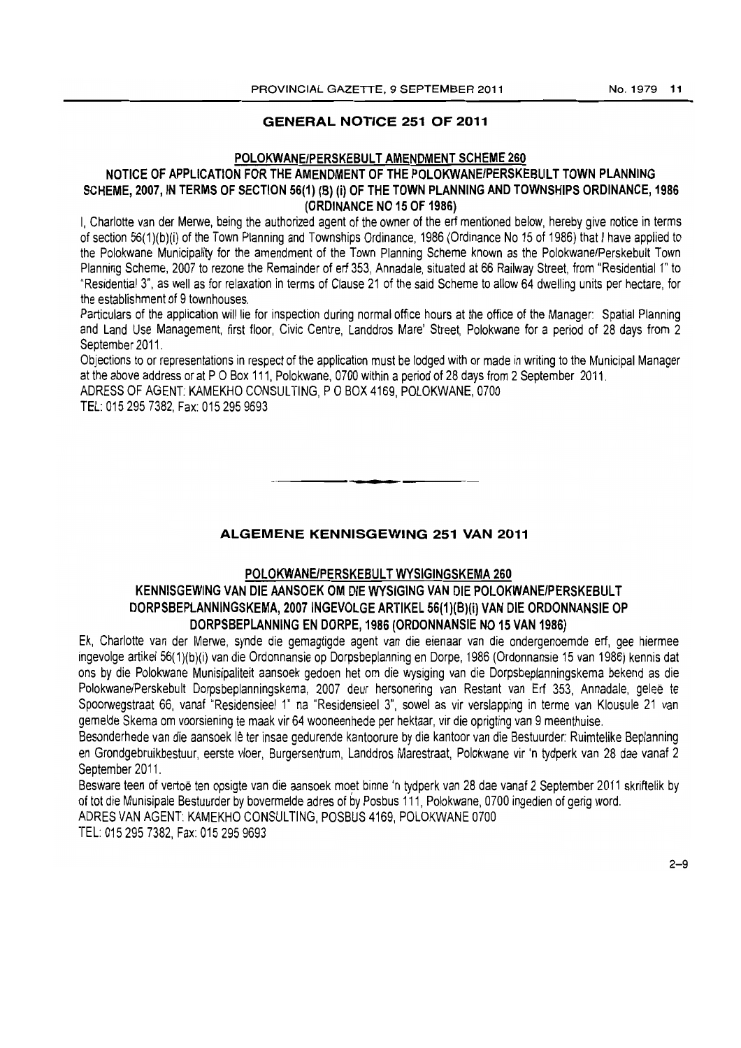## GENERAL NOTICE 251 OF 2011

### POLOKWANE/PERSKEBULT AMENDMENT SCHEME 260

### NOTICE OF APPLICATION FOR THE AMENDMENT OF THE POLOKWANE/PERSKEBULT TOWN PLANNING SCHEME, 2007, IN TERMS OF SECTION 56(1) (B) (i) OF THE TOWN PLANNING AND TOWNSHIPS ORDINANCE, 1986 (ORDINANCE NO 15 OF 1986)

I, Charlotte van der Merwe, being the authorized agent of the owner of the erf mentioned below, hereby give notice in terms of section 56(1)(b)(i) of the Town Planning and Townships Ordinance, 1986 (Ordinance No 15 of 1986) that I have applied to the Polokwane Municipality for the amendment of the Town Planning Scheme known as the Polokwane/Perskebult Town Planning Scheme, 2007 to rezone the Remainder of erf 353, Annadale, situated at 66 Railway Street, from "Residential 1" to "Residential 3", as well as for relaxation in terms of Clause 21 of the said Scheme to allow 64 dwelling units per hectare, for the establishment of 9 townhouses.

Particulars of the application will lie for inspection during normal office hours at the office of the Manager: Spatial Planning and Land Use Management, first floor, Civic Centre, Landdros Mare' Street, Polokwane for a period of 28 days from 2 September 2011.

Objections to or representations in respect of the application must be lodged with or made in writing to the Municipal Manager at the above address or at P O Box 111, Polokwane, 0700 within a period of 28 days from 2 September 2011.

ADRESS OF AGENT: KAMEKHO CONSULTING, P O BOX 4169, POLOKWANE, 0700

TEL: 015 295 7382, Fax: 015 295 9693

---

## ALGEMENE KENNISGEWING 251 VAN 2011

### POLOKWANE/PERSKEBULT WYSIGINGSKEMA 260

### KENNISGEWING VAN DIE AANSOEK OM DIE WYSIGING VAN DIE POLOKWANE/PERSKEBULT DORPSBEPLANNINGSKEMA, 2007 INGEVOLGE ARTIKEL 56(1)(B)(i) VAN DIE ORDONNANSIE OP DORPSBEPLANNING EN DORPE, 1986 (ORDONNANSIE NO 15 VAN 1986)

Ek, Charlotte van der Merwe, synde die gemagtigde agent van die eienaar van die ondergenoemde erf, gee hiermee ingevolge artikel 56(1)(b)(i) van die Ordonnansie op Dorpsbeplanning en Dorpe, 1986 (Ordonnansie 15 van 1986) kennis dat ons by die Polokwane Munisipaliteit aansoek gedoen het om die wysiging van die Dorpsbeplanningskema bekend as die Polokwane/Perskebult Dorpsbeplanningskema, 2007 deur hersonering van Restant van Erf 353, Annadale, geleë te Spoorwegstraat 66, vanaf "Residensieel 1" na "Residensieel 3", sowel as vir verslapping in terme van Klousule 21 van gemelde Skema om voorsiening te maak vir 64 wooneenhede per hektaar, vir die oprigting van 9 meenthuise.

Besonderhede van die aansoek lê ter insae gedurende kantoorure by die kantoor van die Bestuurder: Ruimtelike Beplanning en Grondgebruikbestuur, eerste vloer, Burgersentrum, Landdros Marestraat, Polokwane vir 'n tydperk van 28 dae vanaf 2 September 2011.

Besware teen of vertoë ten opsigte van die aansoek moet binne 'n tydperk van 28 dae vanaf 2 September 2011 skriftelik by of tot die Munisipale Bestuurder by bovermelde adres of by Posbus 111, Polokwane, 0700 ingedien of gerig word.

ADRES VAN AGENT: KAMEKHO CONSULTING, POSBUS 4169, POLOKWANE 0700

TEL: 015 295 7382, Fax: 015 295 9693

2–9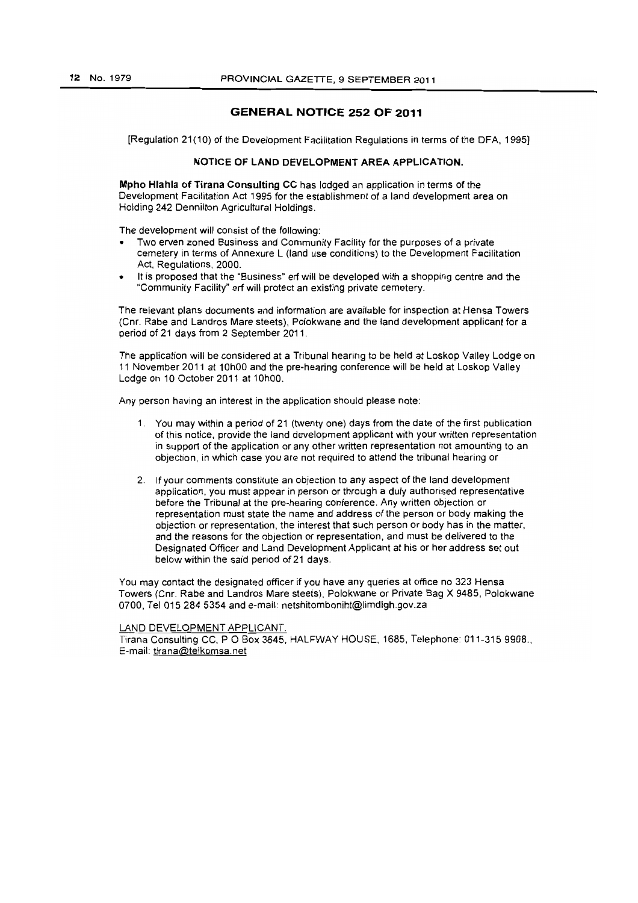## GENERAL NOTICE 252 OF 2011

[Regulation 21(10) of the Development Facilitation Regulations in terms of the DFA, 1995]

### NOTICE OF LAND DEVELOPMENT AREA APPLICATION.

**Mpho Hlahla of Tirana Consulting CC** has lodged an application in terms of the Development Facilitation Act 1995 for the establishment of a land development area on Holding 242 Dennilton Agricultural Holdings.

The development will consist of the following:

- Two erven zoned Business and Community Facility for the purposes of a private cemetery in terms of Annexure L (land use conditions) to the Development Facilitation Act, Regulations, 2000.
- It is proposed that the "Business" erf will be developed with a shopping centre and the "Community Facility" erf will protect an existing private cemetery.

The relevant plans documents and information are available for inspection at Hensa Towers (Cnr. Rabe and Landros Mare steets), Polokwane and the land development applicant for a period of 21 days from 2 September 2011.

The application will be considered at a Tribunal hearing to be held at Loskop Valley Lodge on 11 November 2011 at 10h00 and the pre-hearing conference will be held at Loskop Valley Lodge on 10 October 2011 at 10h00.

Any person having an interest in the application should please note:

1. You may within a period of 21 (twenty one) days from the date of the first publication of this notice, provide the land development applicant with your written representation in support of the application or any other written representation not amounting to an objection, in which case you are not required to attend the tribunal hearing or
2. If your comments constitute an objection to any aspect of the land development application, you must appear in person or through a duly authorised representative before the Tribunal at the pre-hearing conference. Any written objection or representation must state the name and address of the person or body making the objection or representation, the interest that such person or body has in the matter, and the reasons for the objection or representation, and must be delivered to the Designated Officer and Land Development Applicant at his or her address set out below within the said period of 21 days.

You may contact the designated officer if you have any queries at office no 323 Hensa Towers (Cnr. Rabe and Landros Mare steets), Polokwane or Private Bag X 9485, Polokwane 0700, Tel 015 284 5354 and e-mail: netshitomboniht@limdlgh.gov.za

LAND DEVELOPMENT APPLICANT.

Tirana Consulting CC, P O Box 3645, HALFWAY HOUSE, 1685, Telephone: 011-315 9908., E-mail: tirana@telkomsa.net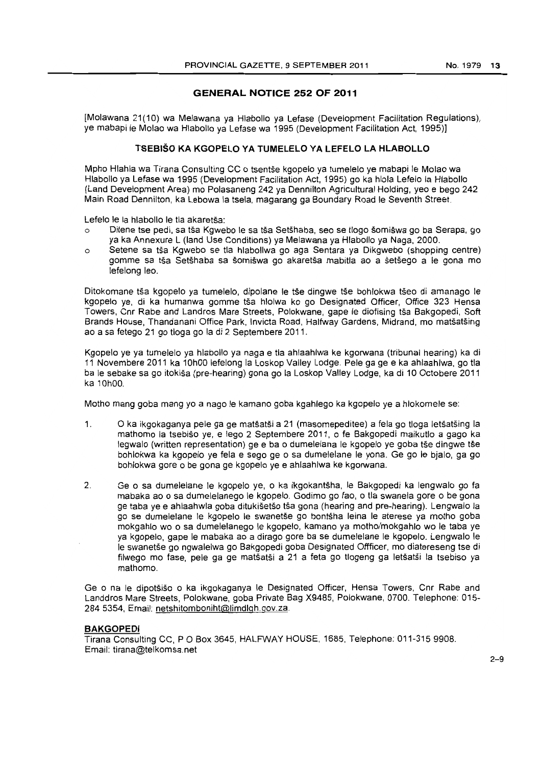## GENERAL NOTICE 252 OF 2011

[Molawana 21(10) wa Melawana ya Hlabollo ya Lefase (Development Facilitation Regulations), ye mabapi le Molao wa Hlabollo ya Lefase wa 1995 (Development Facilitation Act, 1995)]

### TSEBIŠO KA KGOPELO YA TUMELELO YA LEFELO LA HLABOLLO

Mpho Hlahla wa Tirana Consulting CC o tsentše kgopelo ya tumelelo ye mabapi le Molao wa Hlabollo ya Lefase wa 1995 (Development Facilitation Act, 1995) go ka hlola Lefelo la Hlabollo (Land Development Area) mo Polasaneng 242 ya Dennilton Agricultural Holding, yeo e bego 242 Main Road Dennilton, ka Lebowa la tsela, magarang ga Boundary Road le Seventh Street.

Lefelo le la hlabollo le tla akaretša:

- Ditene tse pedi, sa tša Kgwebo le sa tša Setšhaba, seo se tlogo šomišwa go ba Serapa, go ya ka Annexure L (land Use Conditions) ya Melawana ya Hlabollo ya Naga, 2000.
- Setene sa tša Kgwebo se tla hlabollwa go aga Sentara ya Dikgwebo (shopping centre) gomme sa tša Setšhaba sa šomišwa go akaretša mabitla ao a šetšego a le gona mo lefelong leo.

Ditokomane tša kgopelo ya tumelelo, dipolane le tše dingwe tše bohlokwa tšeo di amanago le kgopelo ye, di ka humanwa gomme tša hlolwa ko go Designated Officer, Office 323 Hensa Towers, Cnr Rabe and Landros Mare Streets, Polokwane, gape le diofising tša Bakgopedi, Soft Brands House, Thandanani Office Park, Invicta Road, Halfway Gardens, Midrand, mo matšatšing ao a sa fetego 21 go tloga go la di 2 Septembere 2011.

Kgopelo ye ya tumelelo ya hlabollo ya naga e tla ahlaahlwa ke kgorwana (tribunal hearing) ka di 11 Novembere 2011 ka 10h00 lefelong la Loskop Valley Lodge. Pele ga ge e ka ahlaahlwa, go tla ba le sebake sa go itokiša (pre-hearing) gona go la Loskop Valley Lodge, ka di 10 Octobere 2011 ka 10h00.

Motho mang goba mang yo a nago le kamano goba kgahlego ka kgopelo ye a hlokomele se:

1. O ka ikgokaganya pele ga ge matšatši a 21 (masomepeditee) a fela go tloga letšatšing la mathomo la tsebišo ye, e lego 2 Septembere 2011, o fe Bakgopedi maikutlo a gago ka legwalo (written representation) ge e ba o dumelelana le kgopelo ye goba tše dingwe tše bohlokwa ka kgopelo ye fela e sego ge o sa dumelelane le yona. Ge go le bjalo, ga go bohlokwa gore o be gona ge kgopelo ye e ahlaahlwa ke kgorwana.

2. Ge o sa dumelelane le kgopelo ye, o ka ikgokantšha, le Bakgopedi ka lengwalo go fa mabaka ao o sa dumelelanego le kgopelo. Godimo go fao, o tla swanela gore o be gona ge taba ye e ahlaahwla goba ditukišetšo tša gona (hearing and pre-hearing). Lengwalo la go se dumelelane le kgopelo le swanetše go bontšha leina le aterese ya motho goba mokgahlo wo o sa dumelelanego le kgopelo, kamano ya motho/mokgahlo wo le taba ye ya kgopelo, gape le mabaka ao a dirago gore ba se dumelelane le kgopelo. Lengwalo le le swanetše go ngwalelwa go Bakgopedi goba Designated Offficer, mo diatereseng tse di filwego mo fase, pele ga ge matšatši a 21 a feta go tlogeng ga letšatši la tsebiso ya mathomo.

Ge o na le dipotšišo o ka ikgokaganya le Designated Officer, Hensa Towers, Cnr Rabe and Landdros Mare Streets, Polokwane, goba Private Bag X9485, Polokwane, 0700. Telephone: 015-284 5354, Email: netshitomboniht@limdlgh.gov.za.

**BAKGOPEDI**

Tirana Consulting CC, P O Box 3645, HALFWAY HOUSE, 1685, Telephone: 011-315 9908. Email: tirana@telkomsa.net

2–9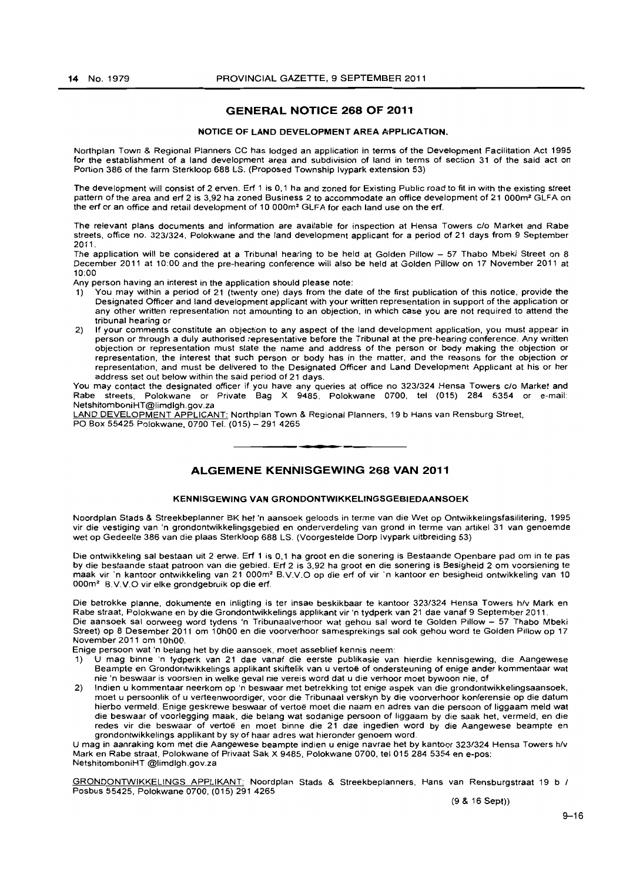## GENERAL NOTICE 268 OF 2011

### NOTICE OF LAND DEVELOPMENT AREA APPLICATION.

Northplan Town & Regional Planners CC has lodged an application in terms of the Development Facilitation Act 1995 for the establishment of a land development area and subdivision of land in terms of section 31 of the said act on Portion 386 of the farm Sterkloop 688 LS. (Proposed Township Ivypark extension 53)

The development will consist of 2 erven. Erf 1 is 0,1 ha and zoned for Existing Public road to fit in with the existing street pattern of the area and erf 2 is 3,92 ha zoned Business 2 to accommodate an office development of 21 000m² GLFA on the erf or an office and retail development of 10 000m² GLFA for each land use on the erf.

The relevant plans documents and information are available for inspection at Hensa Towers c/o Market and Rabe streets, office no. 323/324, Polokwane and the land development applicant for a period of 21 days from 9 September 2011.

The application will be considered at a Tribunal hearing to be held at Golden Pillow – 57 Thabo Mbeki Street on 8 December 2011 at 10:00 and the pre-hearing conference will also be held at Golden Pillow on 17 November 2011 at 10:00

Any person having an interest in the application should please note:

1) You may within a period of 21 (twenty one) days from the date of the first publication of this notice, provide the Designated Officer and land development applicant with your written representation in support of the application or any other written representation not amounting to an objection, in which case you are not required to attend the tribunal hearing or
2) If your comments constitute an objection to any aspect of the land development application, you must appear in person or through a duly authorised representative before the Tribunal at the pre-hearing conference. Any written objection or representation must state the name and address of the person or body making the objection or representation, the interest that such person or body has in the matter, and the reasons for the objection or representation, and must be delivered to the Designated Officer and Land Development Applicant at his or her address set out below within the said period of 21 days.

You may contact the designated officer if you have any queries at office no 323/324 Hensa Towers c/o Market and Rabe streets, Polokwane or Private Bag X 9485, Polokwane 0700, tel (015) 284 5354 or e-mail: NetshitomboniHT@limdlgh.gov.za

LAND DEVELOPMENT APPLICANT: Northplan Town & Regional Planners, 19 b Hans van Rensburg Street, PO Box 55425 Polokwane, 0700 Tel. (015) – 291 4265

---

## ALGEMENE KENNISGEWING 268 VAN 2011

### KENNISGEWING VAN GRONDONTWIKKELINGSGEBIEDAANSOEK

Noordplan Stads & Streekbeplanner BK het 'n aansoek geloods in terme van die Wet op Ontwikkelingsfasilitering, 1995 vir die vestiging van 'n grondontwikkelingsgebied en onderverdeling van grond in terme van artikel 31 van genoemde wet op Gedeelte 386 van die plaas Sterkloop 688 LS. (Voorgestelde Dorp Ivypark uitbreiding 53)

Die ontwikkeling sal bestaan uit 2 erwe. Erf 1 is 0,1 ha groot en die sonering is Bestaande Openbare pad om in te pas by die bestaande staat patroon van die gebied. Erf 2 is 3,92 ha groot en die sonering is Besigheid 2 om voorsiening te maak vir 'n kantoor ontwikkeling van 21 000m² B.V.V.O op die erf of vir 'n kantoor en besigheid ontwikkeling van 10 000m² B.V.V.O vir elke grondgebruik op die erf.

Die betrokke planne, dokumente en inligting is ter insae beskikbaar te kantoor 323/324 Hensa Towers h/v Mark en Rabe straat, Polokwane en by die Grondontwikkelings applikant vir 'n tydperk van 21 dae vanaf 9 September 2011.

Die aansoek sal oorweeg word tydens 'n Tribunaalverhoor wat gehou sal word te Golden Pillow – 57 Thabo Mbeki Street) op 8 Desember 2011 om 10h00 en die voorverhoor samesprekings sal ook gehou word te Golden Pillow op 17 November 2011 om 10h00.

Enige persoon wat 'n belang het by die aansoek, moet asseblief kennis neem:

1) U mag binne 'n tydperk van 21 dae vanaf die eerste publikasie van hierdie kennisgewing, die Aangewese Beampte en Grondontwikkelings applikant skriftelik van u vertoë of ondersteuning of enige ander kommentaar wat nie 'n beswaar is voorsien in welke geval nie vereis word dat u die verhoor moet bywoon nie, of
2) Indien u kommentaar neerkom op 'n beswaar met betrekking tot enige aspek van die grondontwikkelingsaansoek, moet u persoonlik of u verteenwoordiger, voor die Tribunaal verskyn by die voorverhoor konferensie op die datum hierbo vermeld. Enige geskrewe beswaar of vertoë moet die naam en adres van die persoon of liggaam meld wat die beswaar of voorlegging maak, die belang wat sodanige persoon of liggaam by die saak het, vermeld, en die redes vir die beswaar of vertoë en moet binne die 21 dae ingedien word by die Aangewese beampte en grondontwikkelings applikant by sy of haar adres wat hieronder genoem word.

U mag in aanraking kom met die Aangewese beampte indien u enige navrae het by kantoor 323/324 Hensa Towers h/v Mark en Rabe straat, Polokwane of Privaat Sak X 9485, Polokwane 0700, tel 015 284 5354 en e-pos: NetshitomboniHT @limdlgh.gov.za

GRONDONTWIKKELINGS APPLIKANT: Noordplan Stads & Streekbeplanners, Hans van Rensburgstraat 19 b / Posbus 55425, Polokwane 0700, (015) 291 4265

(9 & 16 Sept))

9–16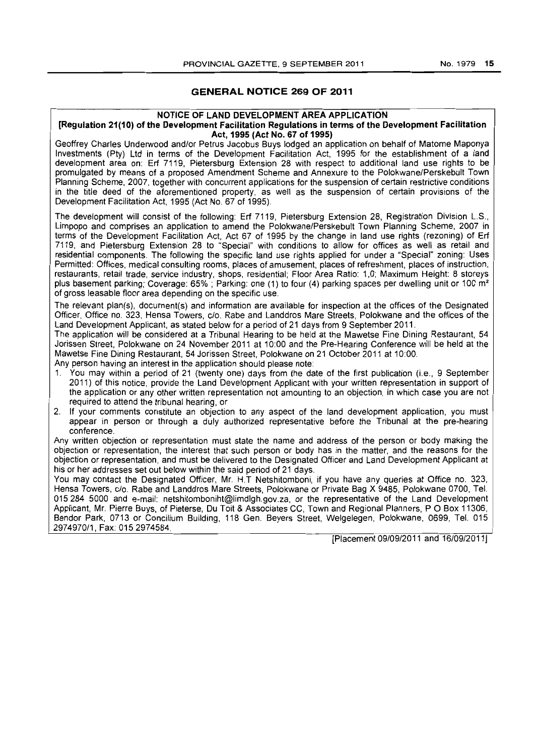## GENERAL NOTICE 269 OF 2011

**NOTICE OF LAND DEVELOPMENT AREA APPLICATION**

**[Regulation 21(10) of the Development Facilitation Regulations in terms of the Development Facilitation Act, 1995 (Act No. 67 of 1995)**

Geoffrey Charles Underwood and/or Petrus Jacobus Buys lodged an application on behalf of Matome Maponya Investments (Pty) Ltd in terms of the Development Facilitation Act, 1995 for the establishment of a land development area on: Erf 7119, Pietersburg Extension 28 with respect to additional land use rights to be promulgated by means of a proposed Amendment Scheme and Annexure to the Polokwane/Perskebult Town Planning Scheme, 2007, together with concurrent applications for the suspension of certain restrictive conditions in the title deed of the aforementioned property, as well as the suspension of certain provisions of the Development Facilitation Act, 1995 (Act No. 67 of 1995).

The development will consist of the following: Erf 7119, Pietersburg Extension 28, Registration Division L.S., Limpopo and comprises an application to amend the Polokwane/Perskebult Town Planning Scheme, 2007 in terms of the Development Facilitation Act, Act 67 of 1995 by the change in land use rights (rezoning) of Erf 7119, and Pietersburg Extension 28 to "Special" with conditions to allow for offices as well as retail and residential components. The following the specific land use rights applied for under a "Special" zoning: Uses Permitted: Offices, medical consulting rooms, places of amusement, places of refreshment, places of instruction, restaurants, retail trade, service industry, shops, residential; Floor Area Ratio: 1,0; Maximum Height: 8 storeys plus basement parking; Coverage: 65% ; Parking: one (1) to four (4) parking spaces per dwelling unit or 100 m² of gross leasable floor area depending on the specific use.

The relevant plan(s), document(s) and information are available for inspection at the offices of the Designated Officer, Office no. 323, Hensa Towers, c/o. Rabe and Landdros Mare Streets, Polokwane and the offices of the Land Development Applicant, as stated below for a period of 21 days from 9 September 2011.

The application will be considered at a Tribunal Hearing to be held at the Mawetse Fine Dining Restaurant, 54 Jorissen Street, Polokwane on 24 November 2011 at 10:00 and the Pre-Hearing Conference will be held at the Mawetse Fine Dining Restaurant, 54 Jorissen Street, Polokwane on 21 October 2011 at 10:00.

Any person having an interest in the application should please note:

1. You may within a period of 21 (twenty one) days from the date of the first publication (i.e., 9 September 2011) of this notice, provide the Land Development Applicant with your written representation in support of the application or any other written representation not amounting to an objection, in which case you are not required to attend the tribunal hearing, or
2. If your comments constitute an objection to any aspect of the land development application, you must appear in person or through a duly authorized representative before the Tribunal at the pre-hearing conference.

Any written objection or representation must state the name and address of the person or body making the objection or representation, the interest that such person or body has in the matter, and the reasons for the objection or representation, and must be delivered to the Designated Officer and Land Development Applicant at his or her addresses set out below within the said period of 21 days.

You may contact the Designated Officer, Mr. H.T Netshitomboni, if you have any queries at Office no. 323, Hensa Towers, c/o. Rabe and Landdros Mare Streets, Polokwane or Private Bag X 9485, Polokwane 0700, Tel. 015 284 5000 and e-mail: netshitomboniht@limdlgh.gov.za, or the representative of the Land Development Applicant, Mr. Pierre Buys, of Pieterse, Du Toit & Associates CC, Town and Regional Planners, P O Box 11306, Bendor Park, 0713 or Concilium Building, 118 Gen. Beyers Street, Welgelegen, Polokwane, 0699, Tel. 015 2974970/1, Fax: 015 2974584.

[Placement 09/09/2011 and 16/09/2011]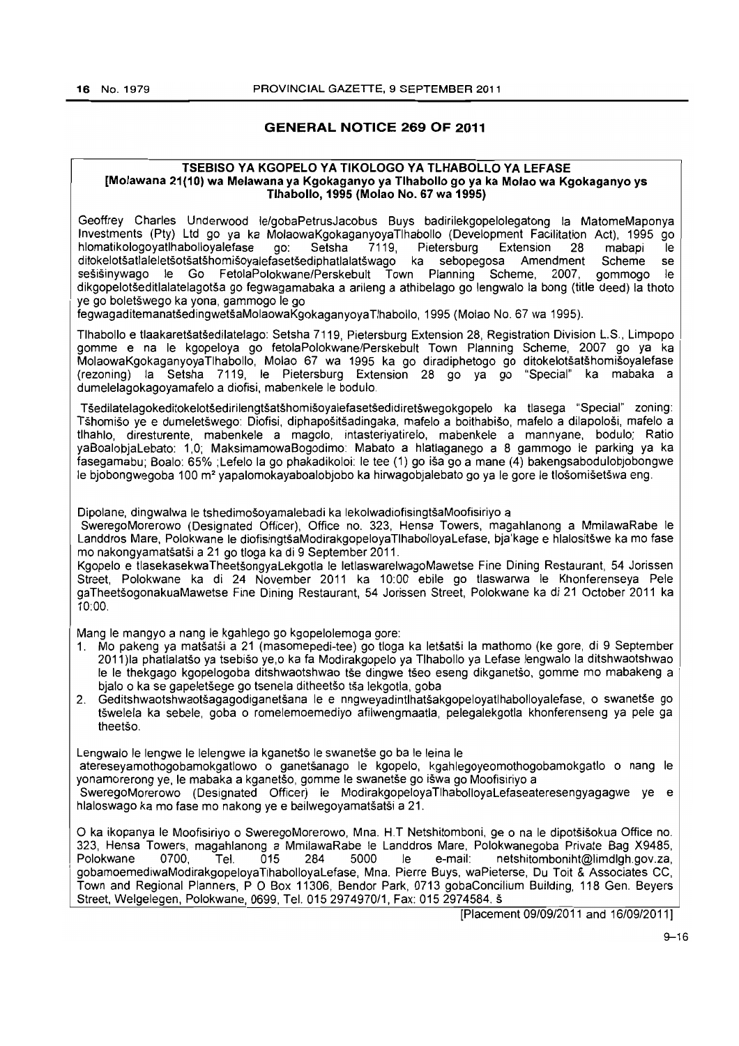## GENERAL NOTICE 269 OF 2011

### TSEBISO YA KGOPELO YA TIKOLOGO YA TLHABOLLO YA LEFASE
**[Molawana 21(10) wa Melawana ya Kgokaganyo ya Tlhabollo go ya ka Molao wa Kgokaganyo ys Tlhabollo, 1995 (Molao No. 67 wa 1995)**

Geoffrey Charles Underwood le/gobaPetrusJacobus Buys badirilekgopelolegatong la MatomeMaponya Investments (Pty) Ltd go ya ka MolaowaKgokaganyoyaTlhabollo (Development Facilitation Act), 1995 go hlomatikologoyatlhabolloyalefase go: Setsha 7119, Pietersburg Extension 28 mabapi le ditokelotšatlaleletšotšatšhomišoyalefasetšediphatlalatšwago ka sebopegosa Amendment Scheme se sešišinywago le Go FetolaPolokwane/Perskebult Town Planning Scheme, 2007, gommogo le dikgopelotšeditlalatelagotša go fegwagamabaka a arileng a athibelago go lengwalo la bong (title deed) la thoto ye go boletšwego ka yona, gammogo le go fegwagaditemanatšedingwetšaMolaowaKgokaganyoyaTlhabollo, 1995 (Molao No. 67 wa 1995).

Tlhabollo e tlaakaretšatšedilatelago: Setsha 7119, Pietersburg Extension 28, Registration Division L.S., Limpopo gomme e na le kgopeloya go fetolaPolokwane/Perskebult Town Planning Scheme, 2007 go ya ka MolaowaKgokaganyoyaTlhabollo, Molao 67 wa 1995 ka go diradiphetogo go ditokelotšatšhomišoyalefase (rezoning) la Setsha 7119, le Pietersburg Extension 28 go ya go "Special" ka mabaka a dumelelagokagoyamafelo a diofisi, mabenkele le bodulo.

Tšedilatelagokeditokelotšedirilengtšatšhomišoyalefasetšedidiretšwegokgopelo ka tlasega "Special" zoning: Tšhomišo ye e dumeletšwego: Diofisi, diphapošitšadingaka, mafelo a boithabišo, mafelo a dilapološi, mafelo a tlhahlo, diresturente, mabenkele a magolo, intasteriyatirelo, mabenkele a mannyane, bodulo; Ratio yaBoalobjaLebato: 1,0; MaksimamowaBogodimo: Mabato a hlatlaganego a 8 gammogo le parking ya ka fasegamabu; Boalo: 65% ;Lefelo la go phakadikoloi: le tee (1) go iša go a mane (4) bakengsabodulobjobongwe le bjobongwegoba 100 m² yapalomokayaboalobjobo ka hirwagobjalebato go ya le gore le tlošomišetšwa eng.

Dipolane, dingwalwa le tshedimošoyamalebadi ka lekolwadiofisingtšaMoofisiriyo a SweregoMorerowo (Designated Officer), Office no. 323, Hensa Towers, magahlanong a MmilawaRabe le Landdros Mare, Polokwane le diofisingtšaModirakgopeloyaTlhabolloyaLefase, bja'kage e hlalositšwe ka mo fase mo nakongyamatšatši a 21 go tloga ka di 9 September 2011.

Kgopelo e tlasekasekwaTheetšongyaLekgotla le letlaswarelwagoMawetse Fine Dining Restaurant, 54 Jorissen Street, Polokwane ka di 24 November 2011 ka 10:00 ebile go tlaswarwa le Khonferenseya Pele gaTheetšogonakuaMawetse Fine Dining Restaurant, 54 Jorissen Street, Polokwane ka di 21 October 2011 ka 10:00.

Mang le mangyo a nang le kgahlego go kgopelolemoga gore:

1. Mo pakeng ya matšatši a 21 (masomepedi-tee) go tloga ka letšatši la mathomo (ke gore, di 9 September 2011)la phatlalatšo ya tsebišo ye,o ka fa Modirakgopelo ya Tlhabollo ya Lefase lengwalo la ditshwaotshwao le le thekgago kgopelogoba ditshwaotshwao tše dingwe tšeo eseng dikganetšo, gomme mo mabakeng a bjalo o ka se gapeletšege go tsenela ditheetšo tša lekgotla, goba
2. Geditshwaotshwaotšagagodiganetšana le e nngweyadintlhatšakgopeloyatlhabolloyalefase, o swanetše go tšwelela ka sebele, goba o romelemoemediyo afilwengmaatla, pelegalekgotla khonferenseng ya pele ga theetšo.

Lengwalo le lengwe le lelengwe la kganetšo le swanetše go ba le leina le atereseyamothogobamokgatlowo o ganetšanago le kgopelo, kgahlegoyeomothogobamokgatlo o nang le yonamorerong ye, le mabaka a kganetšo, gomme le swanetše go išwa go Moofisiriyo a SweregoMorerowo (Designated Officer) le ModirakgopeloyaTlhabolloyaLefaseateresengyagagwe ye e hlaloswago ka mo fase mo nakong ye e beilwegoyamatšatši a 21.

O ka ikopanya le Moofisiriyo o SweregoMorerowo, Mna. H.T Netshitomboni, ge o na le dipotšišokua Office no. 323, Hensa Towers, magahlanong a MmilawaRabe le Landdros Mare, Polokwanegoba Private Bag X9485, Polokwane 0700, Tel. 015 284 5000 le e-mail: netshitomboniht@limdlgh.gov.za, gobamoemediwaModirakgopeloyaTlhabolloyaLefase, Mna. Pierre Buys, waPieterse, Du Toit & Associates CC, Town and Regional Planners, P O Box 11306, Bendor Park, 0713 gobaConcilium Building, 118 Gen. Beyers Street, Welgelegen, Polokwane, 0699, Tel. 015 2974970/1, Fax: 015 2974584. š

[Placement 09/09/2011 and 16/09/2011]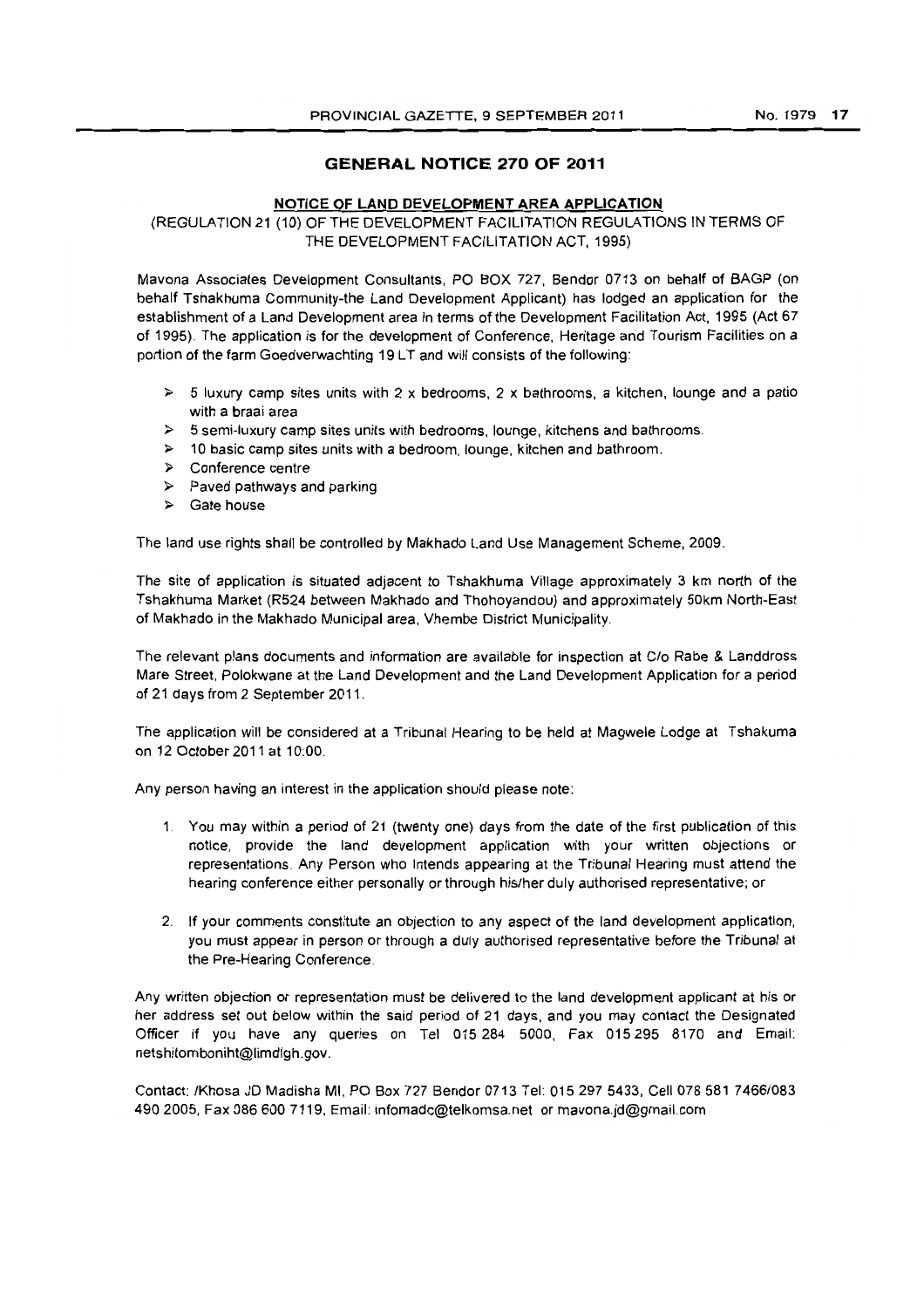## GENERAL NOTICE 270 OF 2011

**NOTICE OF LAND DEVELOPMENT AREA APPLICATION**

(REGULATION 21 (10) OF THE DEVELOPMENT FACILITATION REGULATIONS IN TERMS OF THE DEVELOPMENT FACILITATION ACT, 1995)

Mavona Associates Development Consultants, PO BOX 727, Bendor 0713 on behalf of BAGP (on behalf Tsnakhuma Community-the Land Development Applicant) has lodged an application for the establishment of a Land Development area in terms of the Development Facilitation Act, 1995 (Act 67 of 1995). The application is for the development of Conference, Heritage and Tourism Facilities on a portion of the farm Goedverwachting 19 LT and will consists of the following:

- 5 luxury camp sites units with 2 x bedrooms, 2 x bathrooms, a kitchen, lounge and a patio with a braai area
- 5 semi-luxury camp sites units with bedrooms, lounge, kitchens and bathrooms.
- 10 basic camp sites units with a bedroom, lounge, kitchen and bathroom.
- Conference centre
- Paved pathways and parking
- Gate house

The land use rights shall be controlled by Makhado Land Use Management Scheme, 2009.

The site of application is situated adjacent to Tshakhuma Village approximately 3 km north of the Tshakhuma Market (R524 between Makhado and Thohoyandou) and approximately 50km North-East of Makhado in the Makhado Municipal area, Vhembe District Municipality.

The relevant plans documents and information are available for inspection at C/o Rabe & Landdross Mare Street, Polokwane at the Land Development and the Land Development Application for a period of 21 days from 2 September 2011.

The application will be considered at a Tribunal Hearing to be held at Magwele Lodge at Tshakuma on 12 October 2011 at 10:00.

Any person having an interest in the application should please note:

1. You may within a period of 21 (twenty one) days from the date of the first publication of this notice, provide the land development application with your written objections or representations. Any Person who Intends appearing at the Tribunal Hearing must attend the hearing conference either personally or through his/her duly authorised representative; or

2. If your comments constitute an objection to any aspect of the land development application, you must appear in person or through a duly authorised representative before the Tribunal at the Pre-Hearing Conference.

Any written objection or representation must be delivered to the land development applicant at his or her address set out below within the said period of 21 days, and you may contact the Designated Officer if you have any queries on Tel 015 284 5000, Fax 015 295 8170 and Email: netshitomboniht@limdlgh.gov.

Contact: /Khosa JD Madisha MI, PO Box 727 Bendor 0713 Tel: 015 297 5433, Cell 078 581 7466/083 490 2005, Fax 086 600 7119, Email: infomadc@telkomsa.net or mavona.jd@gmail.com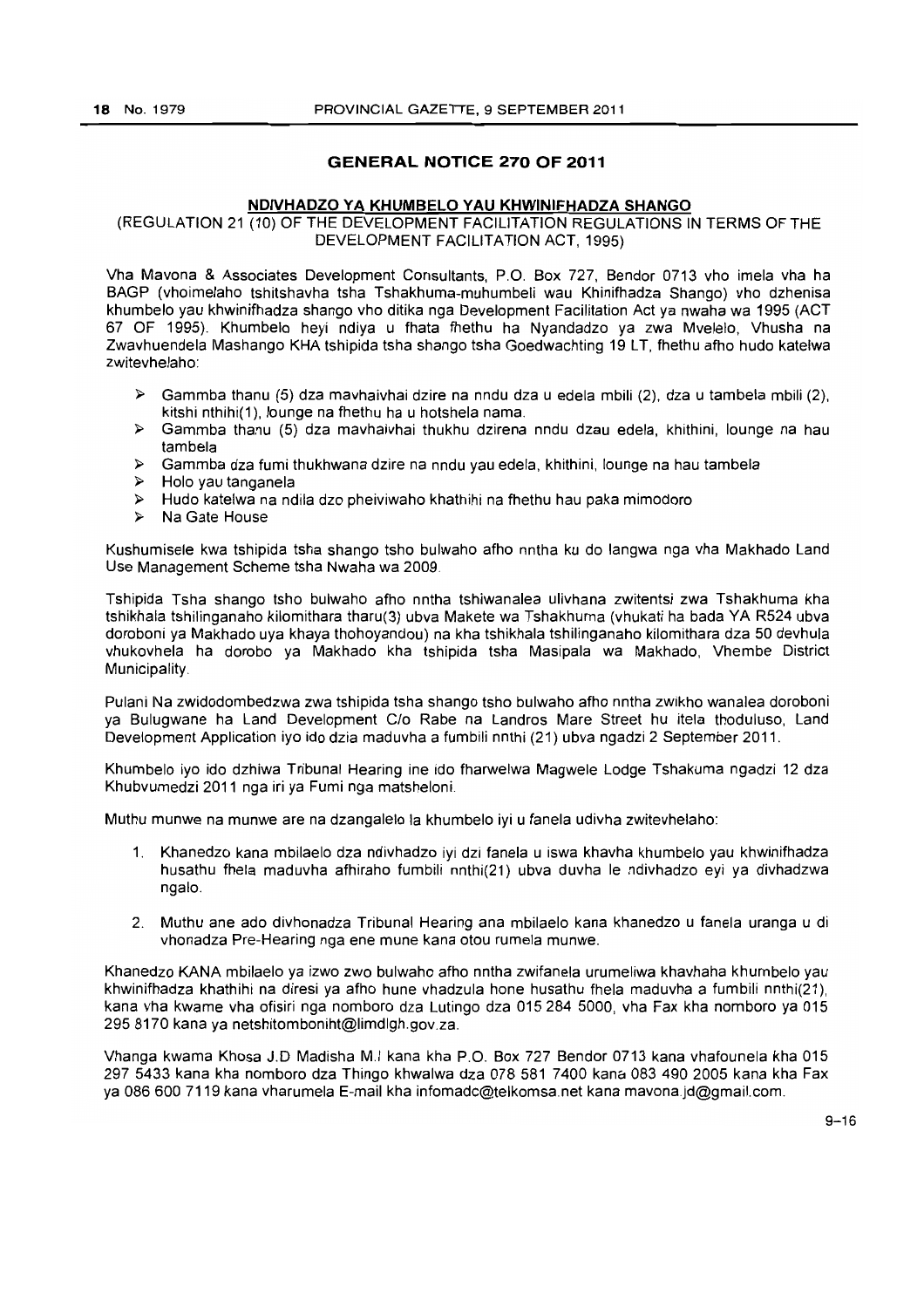## GENERAL NOTICE 270 OF 2011

### NDIVHADZO YA KHUMBELO YAU KHWINIFHADZA SHANGO

(REGULATION 21 (10) OF THE DEVELOPMENT FACILITATION REGULATIONS IN TERMS OF THE DEVELOPMENT FACILITATION ACT, 1995)

Vha Mavona & Associates Development Consultants, P.O. Box 727, Bendor 0713 vho imela vha ha BAGP (vhoimelaho tshitshavha tsha Tshakhuma-muhumbeli wau Khinifhadza Shango) vho dzhenisa khumbelo yau khwinifhadza shango vho ditika nga Development Facilitation Act ya nwaha wa 1995 (ACT 67 OF 1995). Khumbelo heyi ndiya u fhata fhethu ha Nyandadzo ya zwa Mvelelo, Vhusha na Zwavhuendela Mashango KHA tshipida tsha shango tsha Goedwachting 19 LT, fhethu afho hudo katelwa zwitevhelaho:

- Gammba thanu (5) dza mavhaivhai dzire na nndu dza u edela mbili (2), dza u tambela mbili (2), kitshi nthihi(1), lounge na fhethu ha u hotshela nama.
- Gammba thanu (5) dza mavhaivhai thukhu dzirena nndu dzau edela, khithini, lounge na hau tambela
- Gammba dza fumi thukhwana dzire na nndu yau edela, khithini, lounge na hau tambela
- Holo yau tanganela
- Hudo katelwa na ndila dzo pheiviwaho khathihi na fhethu hau paka mimodoro
- Na Gate House

Kushumisele kwa tshipida tsha shango tsho bulwaho afho nntha ku do langwa nga vha Makhado Land Use Management Scheme tsha Nwaha wa 2009.

Tshipida Tsha shango tsho bulwaho afho nntha tshiwanalea ulivhana zwitentsi zwa Tshakhuma kha tshikhala tshilinganaho kilomithara tharu(3) ubva Makete wa Tshakhuma (vhukati ha bada YA R524 ubva doroboni ya Makhado uya khaya thohoyandou) na kha tshikhala tshilinganaho kilomithara dza 50 devhula vhukovhela ha dorobo ya Makhado kha tshipida tsha Masipala wa Makhado, Vhembe District Municipality.

Pulani Na zwidodombedzwa zwa tshipida tsha shango tsho bulwaho afho nntha zwikho wanalea doroboni ya Bulugwane ha Land Development C/o Rabe na Landros Mare Street hu itela thoduluso, Land Development Application iyo ido dzia maduvha a fumbili nnthi (21) ubva ngadzi 2 September 2011.

Khumbelo iyo ido dzhiwa Tribunal Hearing ine ido fharwelwa Magwele Lodge Tshakuma ngadzi 12 dza Khubvumedzi 2011 nga iri ya Fumi nga matsheloni.

Muthu munwe na munwe are na dzangalelo la khumbelo iyi u fanela udivha zwitevhelaho:

1. Khanedzo kana mbilaelo dza ndivhadzo iyi dzi fanela u iswa khavha khumbelo yau khwinifhadza husathu fhela maduvha afhiraho fumbili nnthi(21) ubva duvha le ndivhadzo eyi ya divhadzwa ngalo.
2. Muthu ane ado divhonadza Tribunal Hearing ana mbilaelo kana khanedzo u fanela uranga u di vhonadza Pre-Hearing nga ene mune kana otou rumela munwe.

Khanedzo KANA mbilaelo ya izwo zwo bulwaho afho nntha zwifanela urumeliwa khavhaha khumbelo yau khwinifhadza khathihi na diresi ya afho hune vhadzula hone husathu fhela maduvha a fumbili nnthi(21), kana vha kwame vha ofisiri nga nomboro dza Lutingo dza 015 284 5000, vha Fax kha nomboro ya 015 295 8170 kana ya netshitomboniht@limdlgh.gov.za.

Vhanga kwama Khosa J.D Madisha M.I kana kha P.O. Box 727 Bendor 0713 kana vhafounela kha 015 297 5433 kana kha nomboro dza Thingo khwalwa dza 078 581 7400 kana 083 490 2005 kana kha Fax ya 086 600 7119 kana vharumela E-mail kha infomadc@telkomsa.net kana mavona.jd@gmail.com.

9–16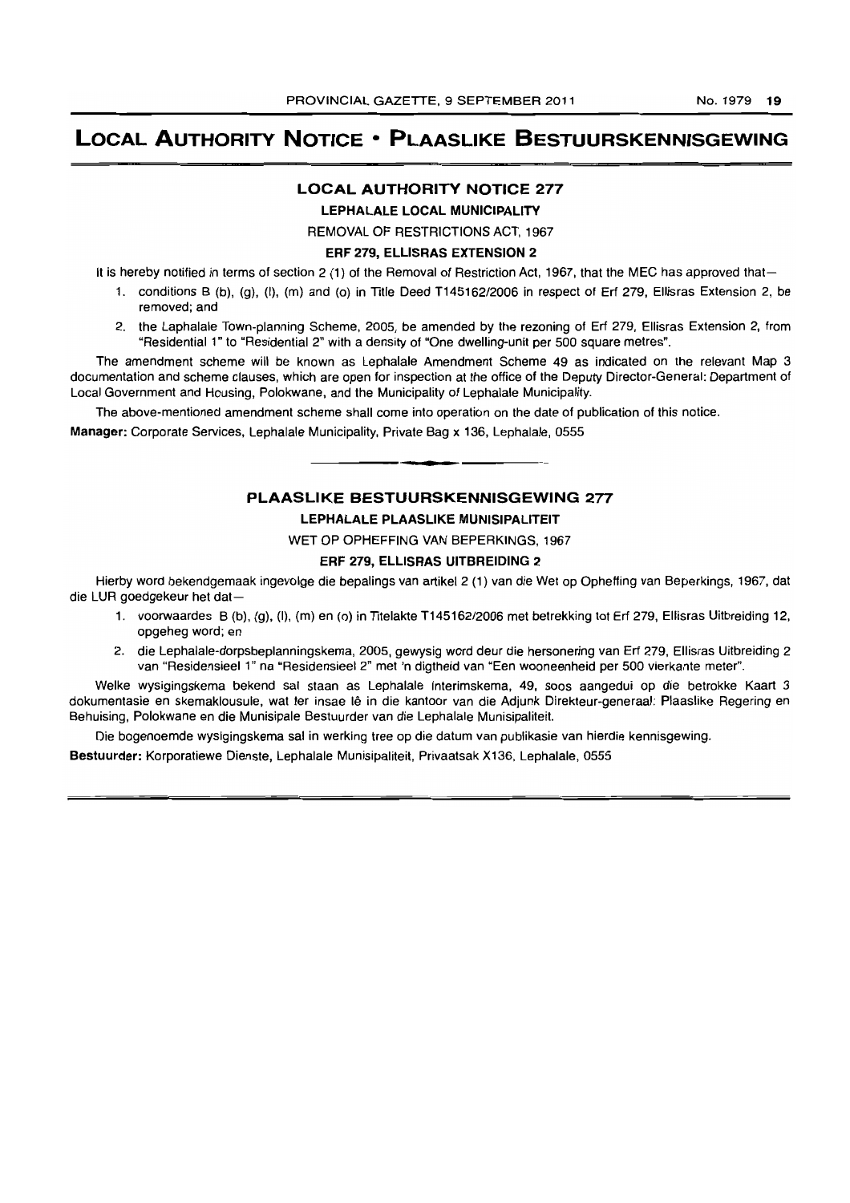# LOCAL AUTHORITY NOTICE • PLAASLIKE BESTUURSKENNISGEWING

## LOCAL AUTHORITY NOTICE 277

### LEPHALALE LOCAL MUNICIPALITY

REMOVAL OF RESTRICTIONS ACT, 1967

### ERF 279, ELLISRAS EXTENSION 2

It is hereby notified in terms of section 2 (1) of the Removal of Restriction Act, 1967, that the MEC has approved that—

1. conditions B (b), (g), (l), (m) and (o) in Title Deed T145162/2006 in respect of Erf 279, Ellisras Extension 2, be removed; and
2. the Laphalale Town-planning Scheme, 2005, be amended by the rezoning of Erf 279, Ellisras Extension 2, from "Residential 1" to "Residential 2" with a density of "One dwelling-unit per 500 square metres".

The amendment scheme will be known as Lephalale Amendment Scheme 49 as indicated on the relevant Map 3 documentation and scheme clauses, which are open for inspection at the office of the Deputy Director-General: Department of Local Government and Housing, Polokwane, and the Municipality of Lephalale Municipality.

The above-mentioned amendment scheme shall come into operation on the date of publication of this notice.

**Manager:** Corporate Services, Lephalale Municipality, Private Bag x 136, Lephalale, 0555

## PLAASLIKE BESTUURSKENNISGEWING 277

### LEPHALALE PLAASLIKE MUNISIPALITEIT

WET OP OPHEFFING VAN BEPERKINGS, 1967

### ERF 279, ELLISRAS UITBREIDING 2

Hierby word bekendgemaak ingevolge die bepalings van artikel 2 (1) van die Wet op Opheffing van Beperkings, 1967, dat die LUR goedgekeur het dat—

1. voorwaardes B (b), (g), (l), (m) en (o) in Titelakte T145162/2006 met betrekking tot Erf 279, Ellisras Uitbreiding 12, opgeheg word; en
2. die Lephalale-dorpsbeplanningskema, 2005, gewysig word deur die hersonering van Erf 279, Ellisras Uitbreiding 2 van "Residensieel 1" na "Residensieel 2" met 'n digtheid van "Een wooneenheid per 500 vierkante meter".

Welke wysigingskema bekend sal staan as Lephalale Interimskema, 49, soos aangedui op die betrokke Kaart 3 dokumentasie en skemaklousule, wat ter insae lê in die kantoor van die Adjunk Direkteur-generaal: Plaaslike Regering en Behuising, Polokwane en die Munisipale Bestuurder van die Lephalale Munisipaliteit.

Die bogenoemde wysigingskema sal in werking tree op die datum van publikasie van hierdie kennisgewing.

**Bestuurder:** Korporatiewe Dienste, Lephalale Munisipaliteit, Privaatsak X136, Lephalale, 0555